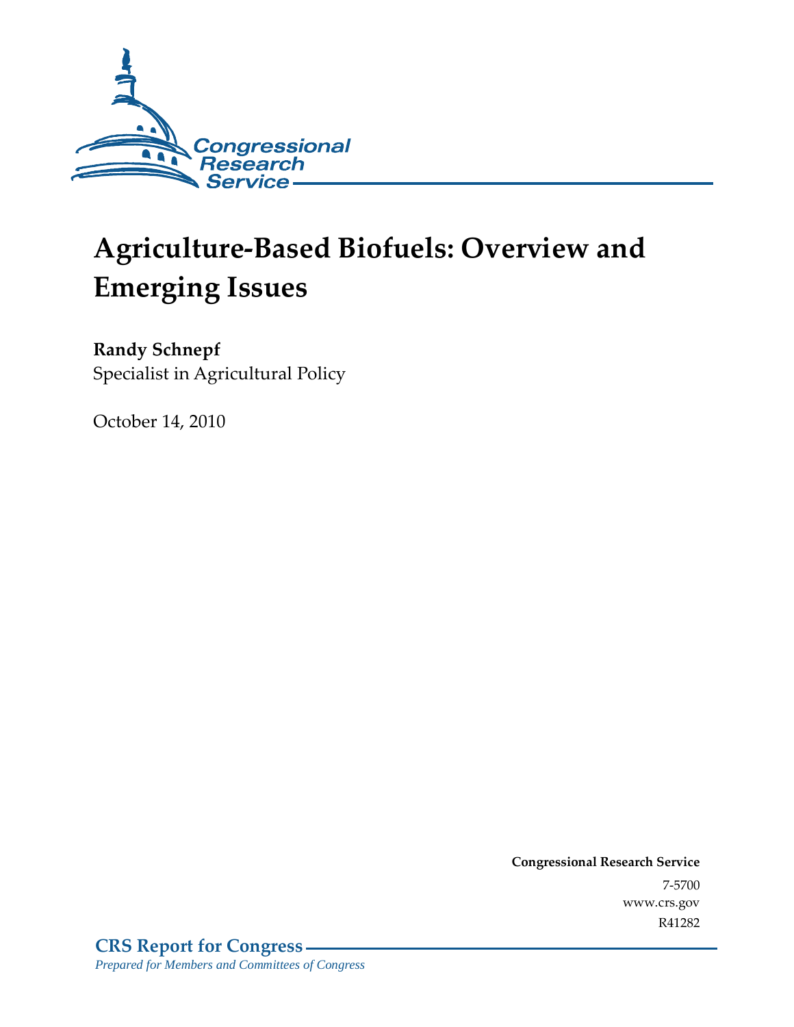Congressional Research Service

# Agriculture-Based Biofuels: Overview and Emerging Issues

**Randy Schnepf**
Specialist in Agricultural Policy

October 14, 2010

**Congressional Research Service**
7-5700
www.crs.gov
R41282

**CRS Report for Congress**
*Prepared for Members and Committees of Congress*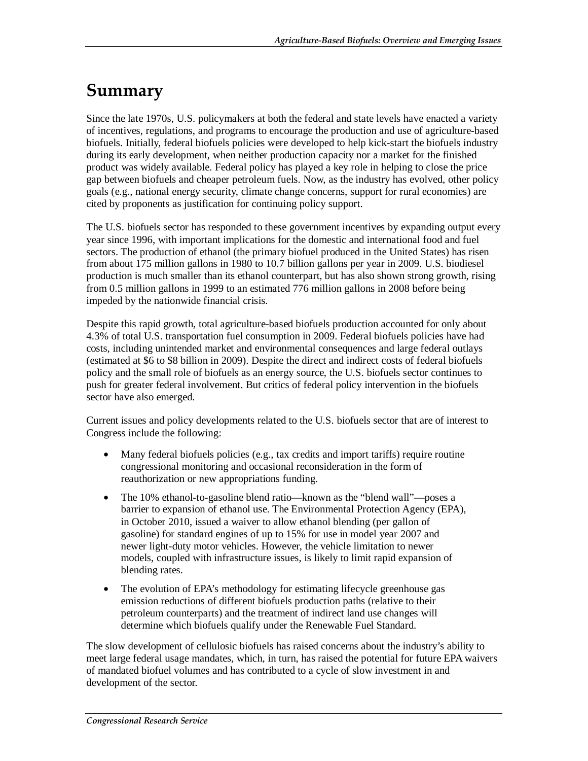# Summary

Since the late 1970s, U.S. policymakers at both the federal and state levels have enacted a variety of incentives, regulations, and programs to encourage the production and use of agriculture-based biofuels. Initially, federal biofuels policies were developed to help kick-start the biofuels industry during its early development, when neither production capacity nor a market for the finished product was widely available. Federal policy has played a key role in helping to close the price gap between biofuels and cheaper petroleum fuels. Now, as the industry has evolved, other policy goals (e.g., national energy security, climate change concerns, support for rural economies) are cited by proponents as justification for continuing policy support.

The U.S. biofuels sector has responded to these government incentives by expanding output every year since 1996, with important implications for the domestic and international food and fuel sectors. The production of ethanol (the primary biofuel produced in the United States) has risen from about 175 million gallons in 1980 to 10.7 billion gallons per year in 2009. U.S. biodiesel production is much smaller than its ethanol counterpart, but has also shown strong growth, rising from 0.5 million gallons in 1999 to an estimated 776 million gallons in 2008 before being impeded by the nationwide financial crisis.

Despite this rapid growth, total agriculture-based biofuels production accounted for only about 4.3% of total U.S. transportation fuel consumption in 2009. Federal biofuels policies have had costs, including unintended market and environmental consequences and large federal outlays (estimated at $6 to $8 billion in 2009). Despite the direct and indirect costs of federal biofuels policy and the small role of biofuels as an energy source, the U.S. biofuels sector continues to push for greater federal involvement. But critics of federal policy intervention in the biofuels sector have also emerged.

Current issues and policy developments related to the U.S. biofuels sector that are of interest to Congress include the following:

- Many federal biofuels policies (e.g., tax credits and import tariffs) require routine congressional monitoring and occasional reconsideration in the form of reauthorization or new appropriations funding.
- The 10% ethanol-to-gasoline blend ratio—known as the "blend wall"—poses a barrier to expansion of ethanol use. The Environmental Protection Agency (EPA), in October 2010, issued a waiver to allow ethanol blending (per gallon of gasoline) for standard engines of up to 15% for use in model year 2007 and newer light-duty motor vehicles. However, the vehicle limitation to newer models, coupled with infrastructure issues, is likely to limit rapid expansion of blending rates.
- The evolution of EPA's methodology for estimating lifecycle greenhouse gas emission reductions of different biofuels production paths (relative to their petroleum counterparts) and the treatment of indirect land use changes will determine which biofuels qualify under the Renewable Fuel Standard.

The slow development of cellulosic biofuels has raised concerns about the industry's ability to meet large federal usage mandates, which, in turn, has raised the potential for future EPA waivers of mandated biofuel volumes and has contributed to a cycle of slow investment in and development of the sector.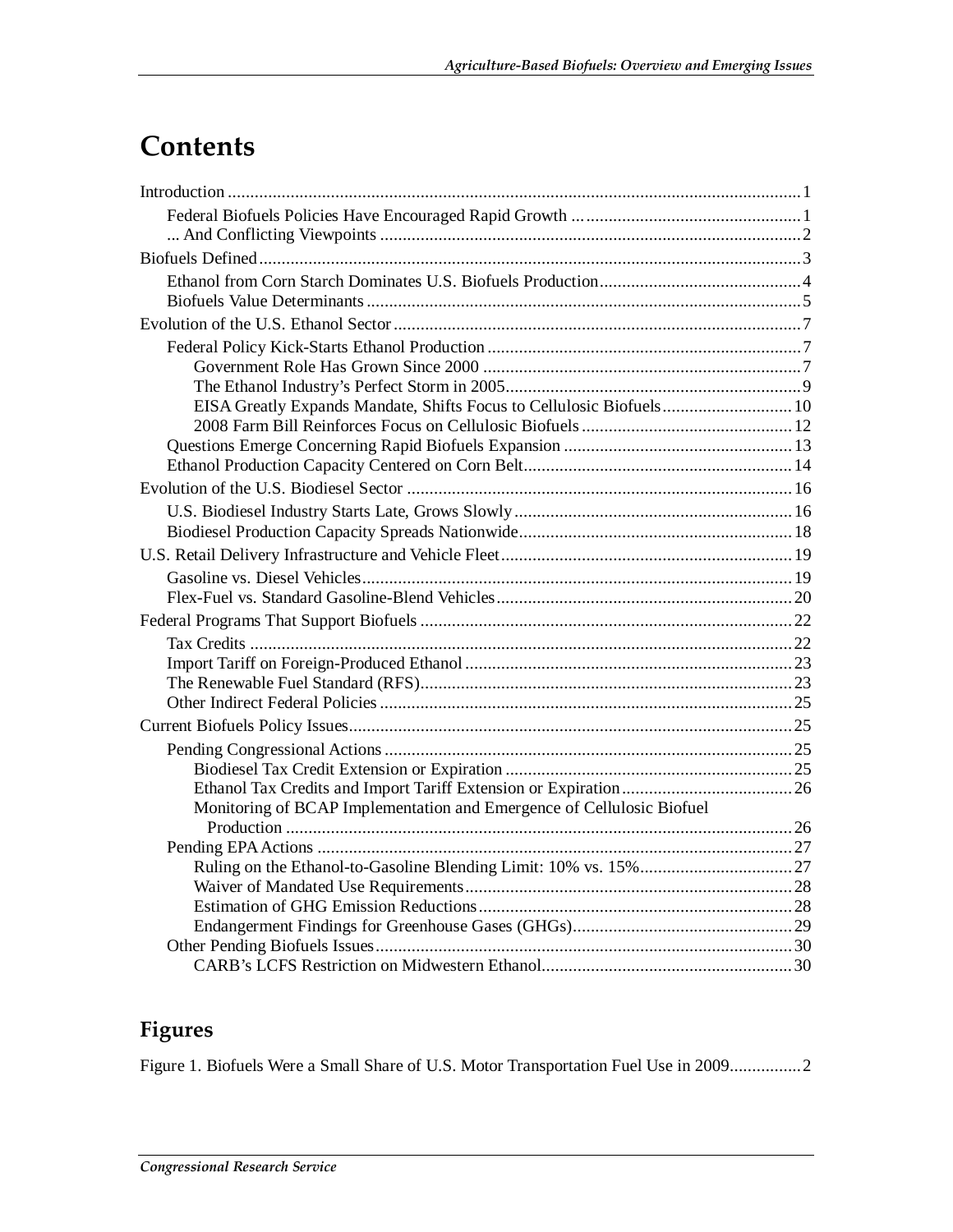# Contents

Introduction ........................................................................................................................ 1

Federal Biofuels Policies Have Encouraged Rapid Growth .................................................. 1

... And Conflicting Viewpoints ............................................................................................ 2

Biofuels Defined ..................................................................................................................... 3

Ethanol from Corn Starch Dominates U.S. Biofuels Production ............................................ 4

Biofuels Value Determinants ................................................................................................ 5

Evolution of the U.S. Ethanol Sector ..................................................................................... 7

Federal Policy Kick-Starts Ethanol Production ..................................................................... 7

Government Role Has Grown Since 2000 ....................................................................... 7

The Ethanol Industry's Perfect Storm in 2005 ................................................................... 9

EISA Greatly Expands Mandate, Shifts Focus to Cellulosic Biofuels ............................. 10

2008 Farm Bill Reinforces Focus on Cellulosic Biofuels ............................................... 12

Questions Emerge Concerning Rapid Biofuels Expansion .................................................. 13

Ethanol Production Capacity Centered on Corn Belt ........................................................... 14

Evolution of the U.S. Biodiesel Sector .................................................................................. 16

U.S. Biodiesel Industry Starts Late, Grows Slowly .............................................................. 16

Biodiesel Production Capacity Spreads Nationwide ............................................................ 18

U.S. Retail Delivery Infrastructure and Vehicle Fleet ............................................................ 19

Gasoline vs. Diesel Vehicles ............................................................................................... 19

Flex-Fuel vs. Standard Gasoline-Blend Vehicles ................................................................. 20

Federal Programs That Support Biofuels ............................................................................... 22

Tax Credits ......................................................................................................................... 22

Import Tariff on Foreign-Produced Ethanol ......................................................................... 23

The Renewable Fuel Standard (RFS) .................................................................................. 23

Other Indirect Federal Policies ........................................................................................... 25

Current Biofuels Policy Issues .............................................................................................. 25

Pending Congressional Actions .......................................................................................... 25

Biodiesel Tax Credit Extension or Expiration ................................................................ 25

Ethanol Tax Credits and Import Tariff Extension or Expiration ...................................... 26

Monitoring of BCAP Implementation and Emergence of Cellulosic Biofuel Production ................................................................................................................. 26

Pending EPA Actions ......................................................................................................... 27

Ruling on the Ethanol-to-Gasoline Blending Limit: 10% vs. 15% .................................. 27

Waiver of Mandated Use Requirements ........................................................................ 28

Estimation of GHG Emission Reductions ...................................................................... 28

Endangerment Findings for Greenhouse Gases (GHGs) ................................................. 29

Other Pending Biofuels Issues ............................................................................................ 30

CARB's LCFS Restriction on Midwestern Ethanol ........................................................ 30

## Figures

Figure 1. Biofuels Were a Small Share of U.S. Motor Transportation Fuel Use in 2009 ................ 2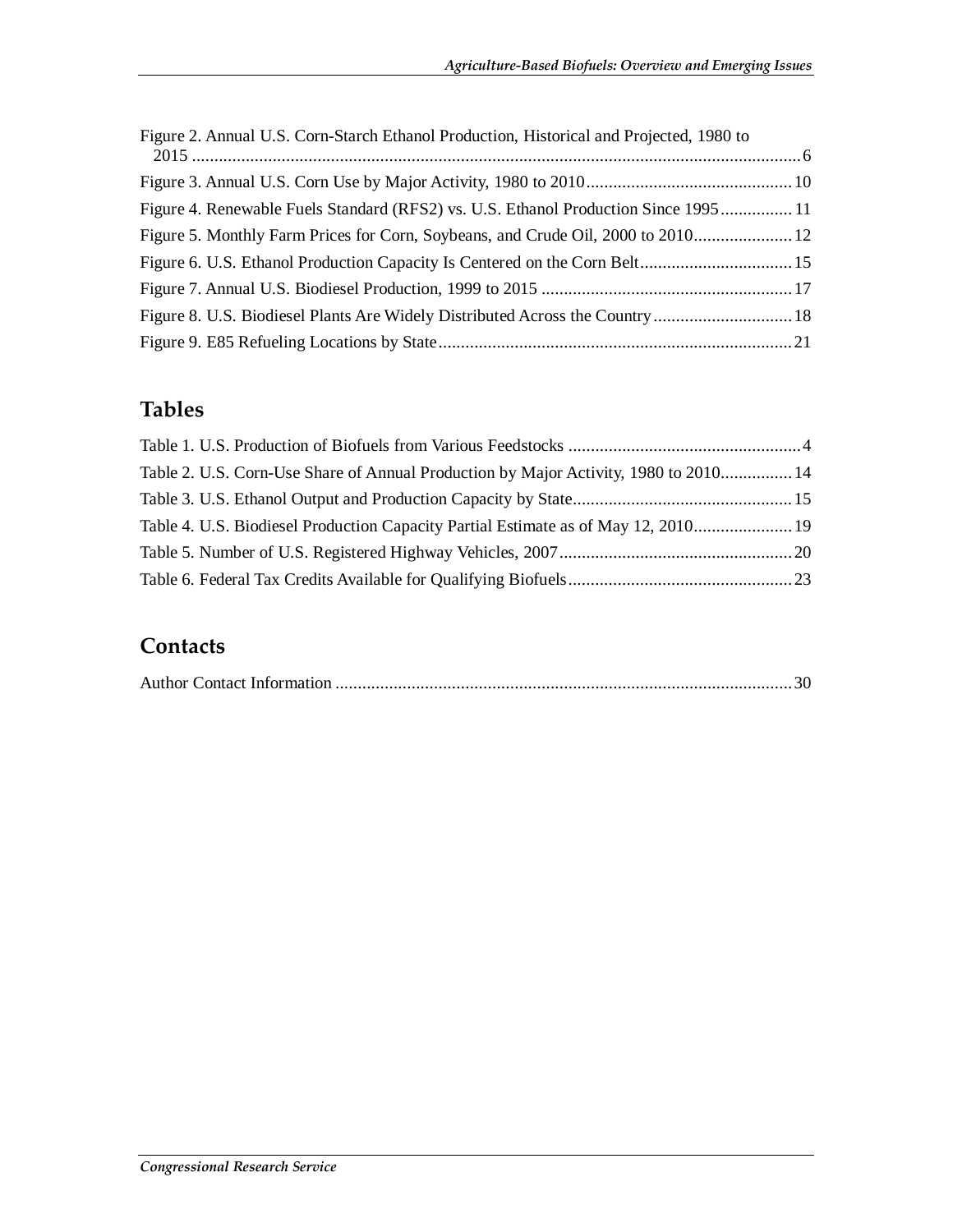Figure 2. Annual U.S. Corn-Starch Ethanol Production, Historical and Projected, 1980 to 2015 ........................................................................................................................................ 6

Figure 3. Annual U.S. Corn Use by Major Activity, 1980 to 2010.............................................. 10

Figure 4. Renewable Fuels Standard (RFS2) vs. U.S. Ethanol Production Since 1995................ 11

Figure 5. Monthly Farm Prices for Corn, Soybeans, and Crude Oil, 2000 to 2010...................... 12

Figure 6. U.S. Ethanol Production Capacity Is Centered on the Corn Belt.................................. 15

Figure 7. Annual U.S. Biodiesel Production, 1999 to 2015 ........................................................ 17

Figure 8. U.S. Biodiesel Plants Are Widely Distributed Across the Country............................... 18

Figure 9. E85 Refueling Locations by State............................................................................... 21

## Tables

Table 1. U.S. Production of Biofuels from Various Feedstocks .................................................... 4

Table 2. U.S. Corn-Use Share of Annual Production by Major Activity, 1980 to 2010................ 14

Table 3. U.S. Ethanol Output and Production Capacity by State................................................. 15

Table 4. U.S. Biodiesel Production Capacity Partial Estimate as of May 12, 2010...................... 19

Table 5. Number of U.S. Registered Highway Vehicles, 2007.................................................... 20

Table 6. Federal Tax Credits Available for Qualifying Biofuels.................................................. 23

## Contacts

Author Contact Information ...................................................................................................... 30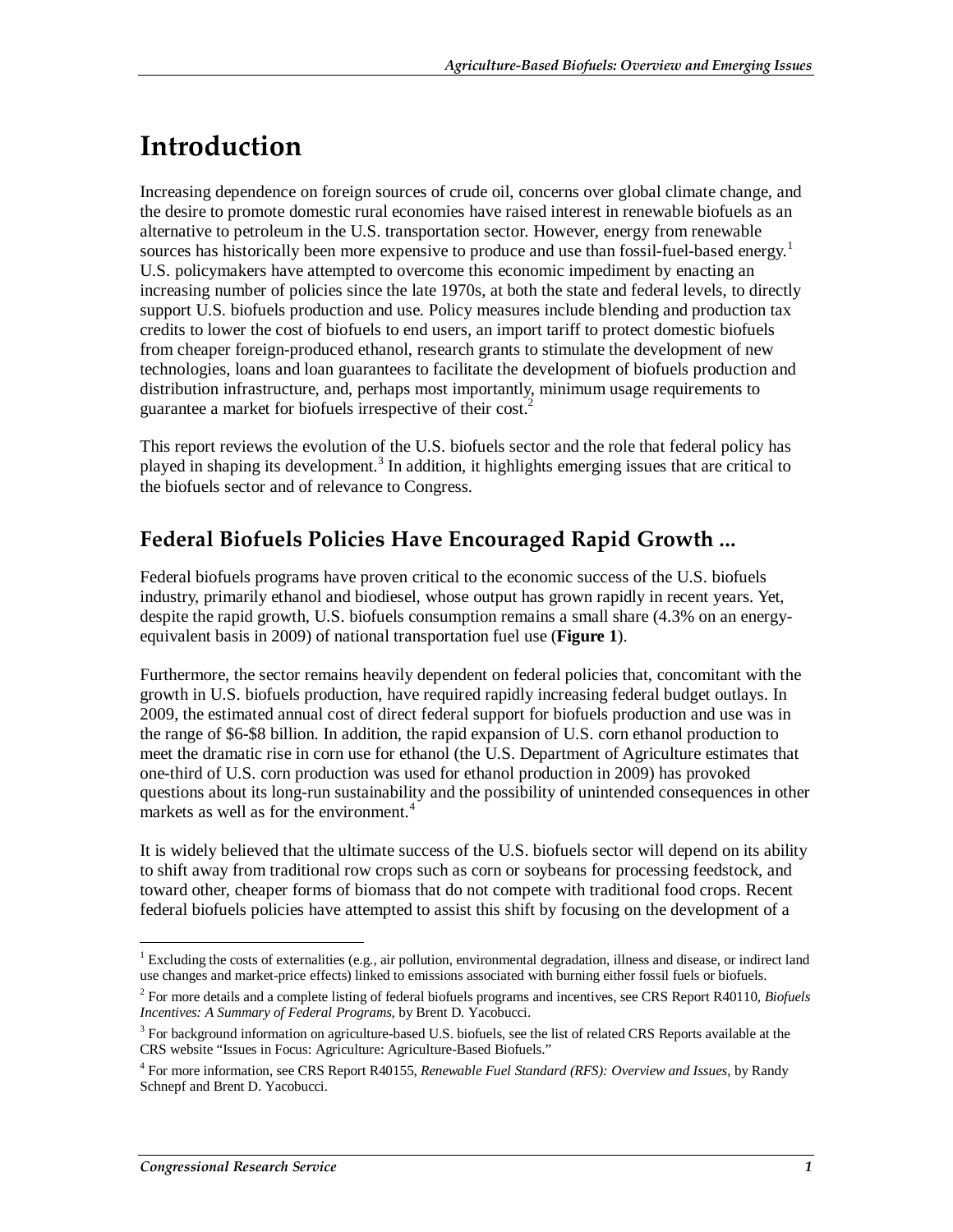# Introduction

Increasing dependence on foreign sources of crude oil, concerns over global climate change, and the desire to promote domestic rural economies have raised interest in renewable biofuels as an alternative to petroleum in the U.S. transportation sector. However, energy from renewable sources has historically been more expensive to produce and use than fossil-fuel-based energy.[1] U.S. policymakers have attempted to overcome this economic impediment by enacting an increasing number of policies since the late 1970s, at both the state and federal levels, to directly support U.S. biofuels production and use. Policy measures include blending and production tax credits to lower the cost of biofuels to end users, an import tariff to protect domestic biofuels from cheaper foreign-produced ethanol, research grants to stimulate the development of new technologies, loans and loan guarantees to facilitate the development of biofuels production and distribution infrastructure, and, perhaps most importantly, minimum usage requirements to guarantee a market for biofuels irrespective of their cost.[2]

This report reviews the evolution of the U.S. biofuels sector and the role that federal policy has played in shaping its development.[3] In addition, it highlights emerging issues that are critical to the biofuels sector and of relevance to Congress.

## Federal Biofuels Policies Have Encouraged Rapid Growth ...

Federal biofuels programs have proven critical to the economic success of the U.S. biofuels industry, primarily ethanol and biodiesel, whose output has grown rapidly in recent years. Yet, despite the rapid growth, U.S. biofuels consumption remains a small share (4.3% on an energy-equivalent basis in 2009) of national transportation fuel use (**Figure 1**).

Furthermore, the sector remains heavily dependent on federal policies that, concomitant with the growth in U.S. biofuels production, have required rapidly increasing federal budget outlays. In 2009, the estimated annual cost of direct federal support for biofuels production and use was in the range of $6-$8 billion. In addition, the rapid expansion of U.S. corn ethanol production to meet the dramatic rise in corn use for ethanol (the U.S. Department of Agriculture estimates that one-third of U.S. corn production was used for ethanol production in 2009) has provoked questions about its long-run sustainability and the possibility of unintended consequences in other markets as well as for the environment.[4]

It is widely believed that the ultimate success of the U.S. biofuels sector will depend on its ability to shift away from traditional row crops such as corn or soybeans for processing feedstock, and toward other, cheaper forms of biomass that do not compete with traditional food crops. Recent federal biofuels policies have attempted to assist this shift by focusing on the development of a

---

[1] Excluding the costs of externalities (e.g., air pollution, environmental degradation, illness and disease, or indirect land use changes and market-price effects) linked to emissions associated with burning either fossil fuels or biofuels.

[2] For more details and a complete listing of federal biofuels programs and incentives, see CRS Report R40110, *Biofuels Incentives: A Summary of Federal Programs*, by Brent D. Yacobucci.

[3] For background information on agriculture-based U.S. biofuels, see the list of related CRS Reports available at the CRS website "Issues in Focus: Agriculture: Agriculture-Based Biofuels."

[4] For more information, see CRS Report R40155, *Renewable Fuel Standard (RFS): Overview and Issues*, by Randy Schnepf and Brent D. Yacobucci.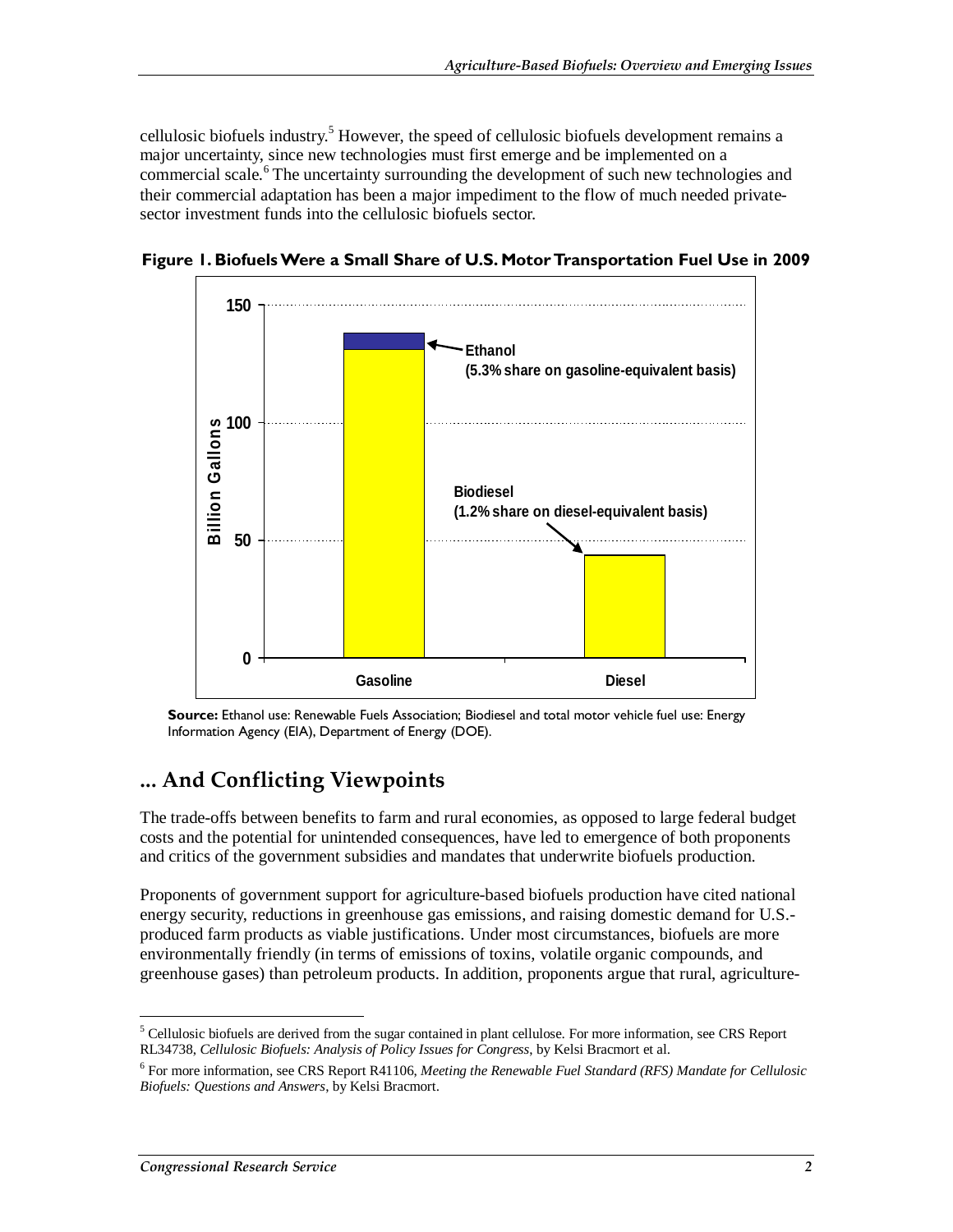cellulosic biofuels industry.[5] However, the speed of cellulosic biofuels development remains a major uncertainty, since new technologies must first emerge and be implemented on a commercial scale.[6] The uncertainty surrounding the development of such new technologies and their commercial adaptation has been a major impediment to the flow of much needed private-sector investment funds into the cellulosic biofuels sector.

**Figure 1. Biofuels Were a Small Share of U.S. Motor Transportation Fuel Use in 2009**

**Source:** Ethanol use: Renewable Fuels Association; Biodiesel and total motor vehicle fuel use: Energy Information Agency (EIA), Department of Energy (DOE).

## ... And Conflicting Viewpoints

The trade-offs between benefits to farm and rural economies, as opposed to large federal budget costs and the potential for unintended consequences, have led to emergence of both proponents and critics of the government subsidies and mandates that underwrite biofuels production.

Proponents of government support for agriculture-based biofuels production have cited national energy security, reductions in greenhouse gas emissions, and raising domestic demand for U.S.-produced farm products as viable justifications. Under most circumstances, biofuels are more environmentally friendly (in terms of emissions of toxins, volatile organic compounds, and greenhouse gases) than petroleum products. In addition, proponents argue that rural, agriculture-

---

[5] Cellulosic biofuels are derived from the sugar contained in plant cellulose. For more information, see CRS Report RL34738, *Cellulosic Biofuels: Analysis of Policy Issues for Congress*, by Kelsi Bracmort et al.

[6] For more information, see CRS Report R41106, *Meeting the Renewable Fuel Standard (RFS) Mandate for Cellulosic Biofuels: Questions and Answers*, by Kelsi Bracmort.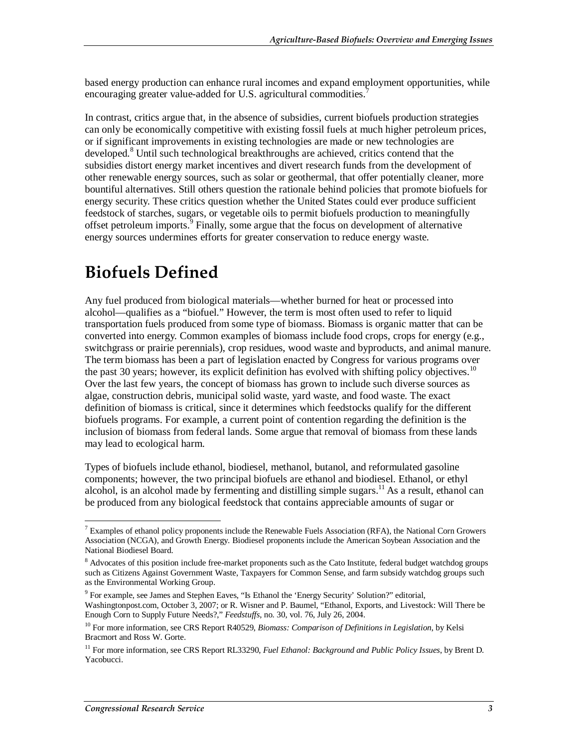based energy production can enhance rural incomes and expand employment opportunities, while encouraging greater value-added for U.S. agricultural commodities.[7]

In contrast, critics argue that, in the absence of subsidies, current biofuels production strategies can only be economically competitive with existing fossil fuels at much higher petroleum prices, or if significant improvements in existing technologies are made or new technologies are developed.[8] Until such technological breakthroughs are achieved, critics contend that the subsidies distort energy market incentives and divert research funds from the development of other renewable energy sources, such as solar or geothermal, that offer potentially cleaner, more bountiful alternatives. Still others question the rationale behind policies that promote biofuels for energy security. These critics question whether the United States could ever produce sufficient feedstock of starches, sugars, or vegetable oils to permit biofuels production to meaningfully offset petroleum imports.[9] Finally, some argue that the focus on development of alternative energy sources undermines efforts for greater conservation to reduce energy waste.

# Biofuels Defined

Any fuel produced from biological materials—whether burned for heat or processed into alcohol—qualifies as a "biofuel." However, the term is most often used to refer to liquid transportation fuels produced from some type of biomass. Biomass is organic matter that can be converted into energy. Common examples of biomass include food crops, crops for energy (e.g., switchgrass or prairie perennials), crop residues, wood waste and byproducts, and animal manure. The term biomass has been a part of legislation enacted by Congress for various programs over the past 30 years; however, its explicit definition has evolved with shifting policy objectives.[10] Over the last few years, the concept of biomass has grown to include such diverse sources as algae, construction debris, municipal solid waste, yard waste, and food waste. The exact definition of biomass is critical, since it determines which feedstocks qualify for the different biofuels programs. For example, a current point of contention regarding the definition is the inclusion of biomass from federal lands. Some argue that removal of biomass from these lands may lead to ecological harm.

Types of biofuels include ethanol, biodiesel, methanol, butanol, and reformulated gasoline components; however, the two principal biofuels are ethanol and biodiesel. Ethanol, or ethyl alcohol, is an alcohol made by fermenting and distilling simple sugars.[11] As a result, ethanol can be produced from any biological feedstock that contains appreciable amounts of sugar or

---

[7] Examples of ethanol policy proponents include the Renewable Fuels Association (RFA), the National Corn Growers Association (NCGA), and Growth Energy. Biodiesel proponents include the American Soybean Association and the National Biodiesel Board.

[8] Advocates of this position include free-market proponents such as the Cato Institute, federal budget watchdog groups such as Citizens Against Government Waste, Taxpayers for Common Sense, and farm subsidy watchdog groups such as the Environmental Working Group.

[9] For example, see James and Stephen Eaves, "Is Ethanol the 'Energy Security' Solution?" editorial, Washingtonpost.com, October 3, 2007; or R. Wisner and P. Baumel, "Ethanol, Exports, and Livestock: Will There be Enough Corn to Supply Future Needs?," *Feedstuffs*, no. 30, vol. 76, July 26, 2004.

[10] For more information, see CRS Report R40529, *Biomass: Comparison of Definitions in Legislation*, by Kelsi Bracmort and Ross W. Gorte.

[11] For more information, see CRS Report RL33290, *Fuel Ethanol: Background and Public Policy Issues*, by Brent D. Yacobucci.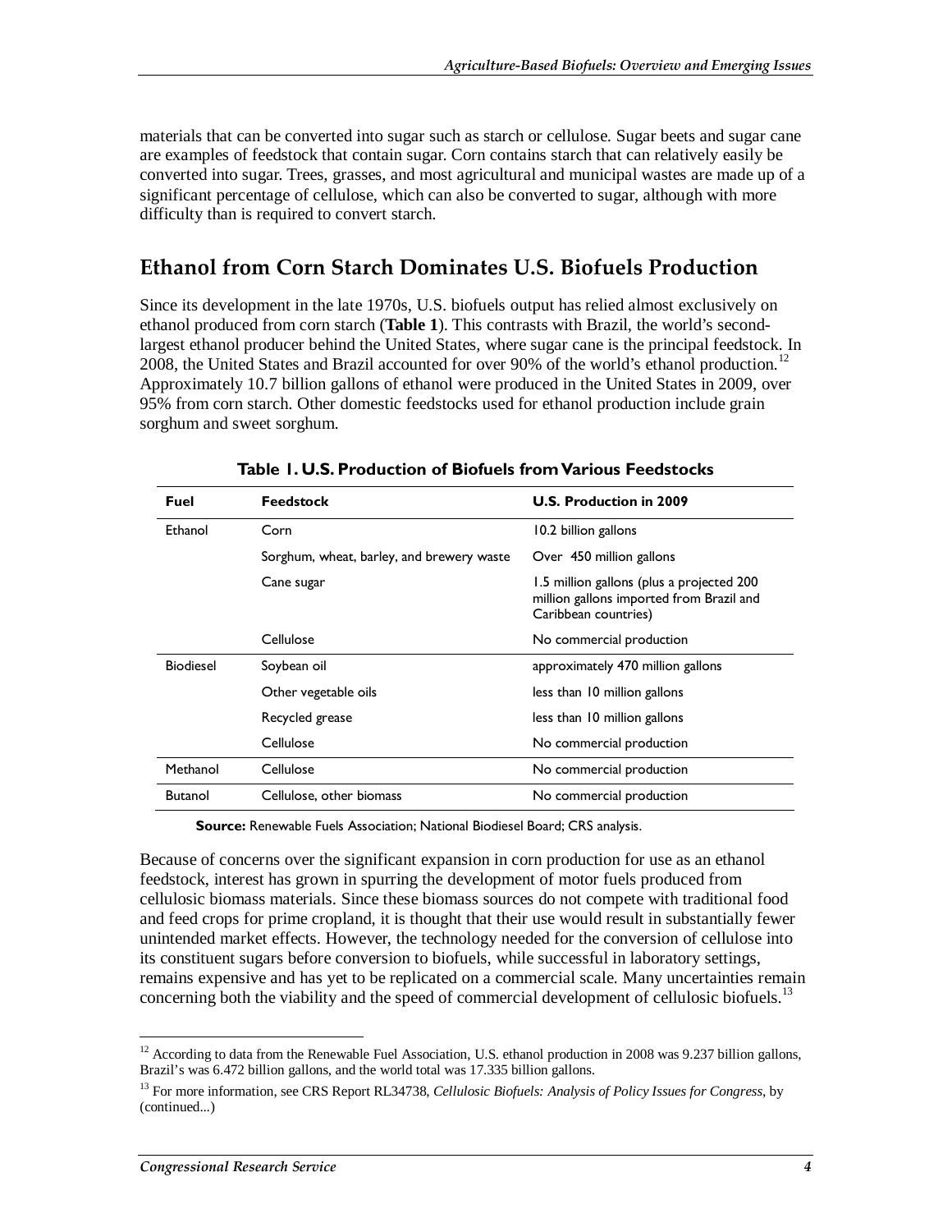materials that can be converted into sugar such as starch or cellulose. Sugar beets and sugar cane are examples of feedstock that contain sugar. Corn contains starch that can relatively easily be converted into sugar. Trees, grasses, and most agricultural and municipal wastes are made up of a significant percentage of cellulose, which can also be converted to sugar, although with more difficulty than is required to convert starch.

## Ethanol from Corn Starch Dominates U.S. Biofuels Production

Since its development in the late 1970s, U.S. biofuels output has relied almost exclusively on ethanol produced from corn starch (**Table 1**). This contrasts with Brazil, the world's second-largest ethanol producer behind the United States, where sugar cane is the principal feedstock. In 2008, the United States and Brazil accounted for over 90% of the world's ethanol production.[12] Approximately 10.7 billion gallons of ethanol were produced in the United States in 2009, over 95% from corn starch. Other domestic feedstocks used for ethanol production include grain sorghum and sweet sorghum.

**Table 1. U.S. Production of Biofuels from Various Feedstocks**

| Fuel | Feedstock | U.S. Production in 2009 |
|---|---|---|
| Ethanol | Corn | 10.2 billion gallons |
| | Sorghum, wheat, barley, and brewery waste | Over 450 million gallons |
| | Cane sugar | 1.5 million gallons (plus a projected 200 million gallons imported from Brazil and Caribbean countries) |
| | Cellulose | No commercial production |
| Biodiesel | Soybean oil | approximately 470 million gallons |
| | Other vegetable oils | less than 10 million gallons |
| | Recycled grease | less than 10 million gallons |
| | Cellulose | No commercial production |
| Methanol | Cellulose | No commercial production |
| Butanol | Cellulose, other biomass | No commercial production |

**Source:** Renewable Fuels Association; National Biodiesel Board; CRS analysis.

Because of concerns over the significant expansion in corn production for use as an ethanol feedstock, interest has grown in spurring the development of motor fuels produced from cellulosic biomass materials. Since these biomass sources do not compete with traditional food and feed crops for prime cropland, it is thought that their use would result in substantially fewer unintended market effects. However, the technology needed for the conversion of cellulose into its constituent sugars before conversion to biofuels, while successful in laboratory settings, remains expensive and has yet to be replicated on a commercial scale. Many uncertainties remain concerning both the viability and the speed of commercial development of cellulosic biofuels.[13]

[12] According to data from the Renewable Fuel Association, U.S. ethanol production in 2008 was 9.237 billion gallons, Brazil's was 6.472 billion gallons, and the world total was 17.335 billion gallons.

[13] For more information, see CRS Report RL34738, *Cellulosic Biofuels: Analysis of Policy Issues for Congress*, by (continued...)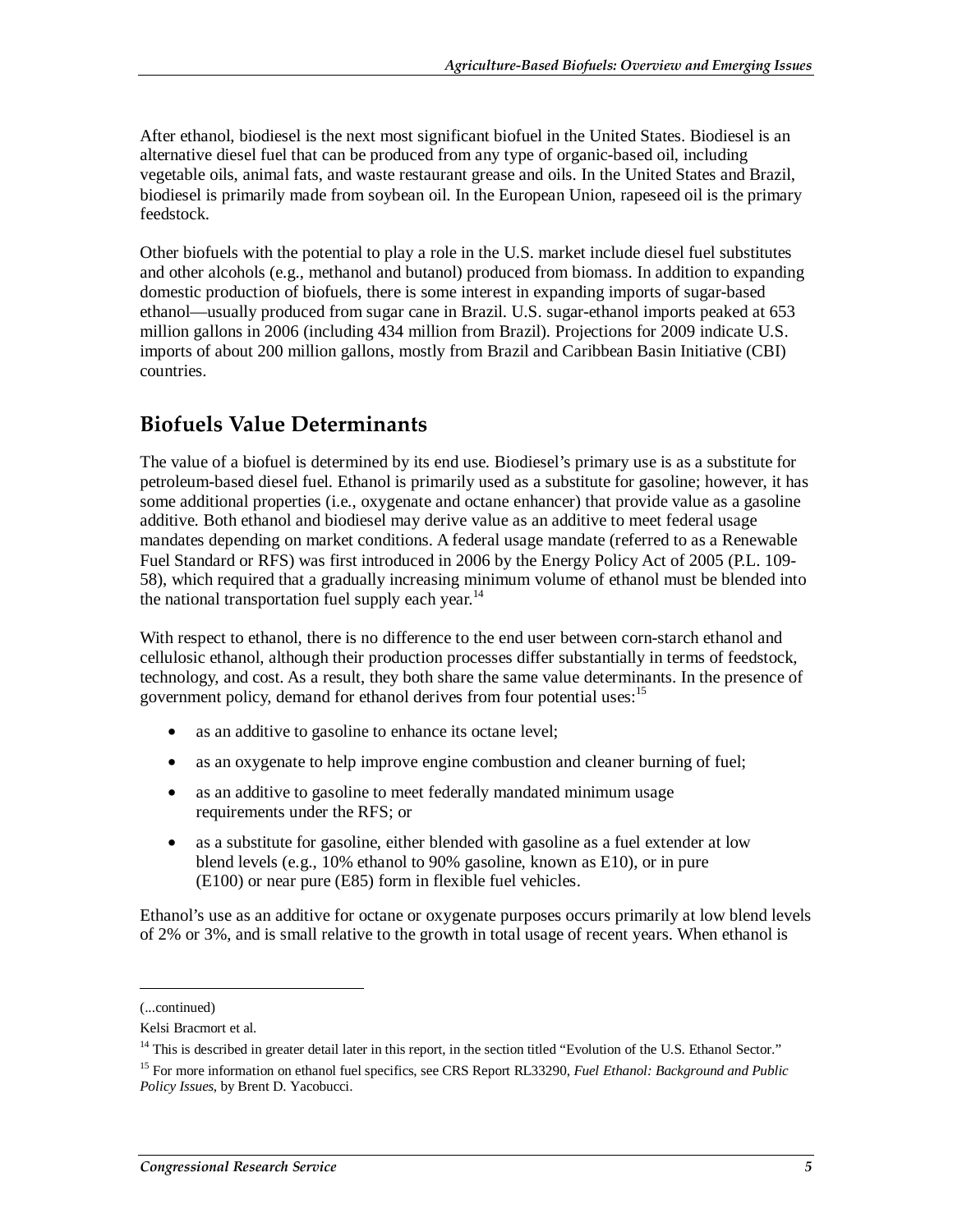After ethanol, biodiesel is the next most significant biofuel in the United States. Biodiesel is an alternative diesel fuel that can be produced from any type of organic-based oil, including vegetable oils, animal fats, and waste restaurant grease and oils. In the United States and Brazil, biodiesel is primarily made from soybean oil. In the European Union, rapeseed oil is the primary feedstock.

Other biofuels with the potential to play a role in the U.S. market include diesel fuel substitutes and other alcohols (e.g., methanol and butanol) produced from biomass. In addition to expanding domestic production of biofuels, there is some interest in expanding imports of sugar-based ethanol—usually produced from sugar cane in Brazil. U.S. sugar-ethanol imports peaked at 653 million gallons in 2006 (including 434 million from Brazil). Projections for 2009 indicate U.S. imports of about 200 million gallons, mostly from Brazil and Caribbean Basin Initiative (CBI) countries.

## Biofuels Value Determinants

The value of a biofuel is determined by its end use. Biodiesel's primary use is as a substitute for petroleum-based diesel fuel. Ethanol is primarily used as a substitute for gasoline; however, it has some additional properties (i.e., oxygenate and octane enhancer) that provide value as a gasoline additive. Both ethanol and biodiesel may derive value as an additive to meet federal usage mandates depending on market conditions. A federal usage mandate (referred to as a Renewable Fuel Standard or RFS) was first introduced in 2006 by the Energy Policy Act of 2005 (P.L. 109-58), which required that a gradually increasing minimum volume of ethanol must be blended into the national transportation fuel supply each year.[14]

With respect to ethanol, there is no difference to the end user between corn-starch ethanol and cellulosic ethanol, although their production processes differ substantially in terms of feedstock, technology, and cost. As a result, they both share the same value determinants. In the presence of government policy, demand for ethanol derives from four potential uses:[15]

- as an additive to gasoline to enhance its octane level;
- as an oxygenate to help improve engine combustion and cleaner burning of fuel;
- as an additive to gasoline to meet federally mandated minimum usage requirements under the RFS; or
- as a substitute for gasoline, either blended with gasoline as a fuel extender at low blend levels (e.g., 10% ethanol to 90% gasoline, known as E10), or in pure (E100) or near pure (E85) form in flexible fuel vehicles.

Ethanol's use as an additive for octane or oxygenate purposes occurs primarily at low blend levels of 2% or 3%, and is small relative to the growth in total usage of recent years. When ethanol is

(...continued)

Kelsi Bracmort et al.

[14] This is described in greater detail later in this report, in the section titled "Evolution of the U.S. Ethanol Sector."

[15] For more information on ethanol fuel specifics, see CRS Report RL33290, *Fuel Ethanol: Background and Public Policy Issues*, by Brent D. Yacobucci.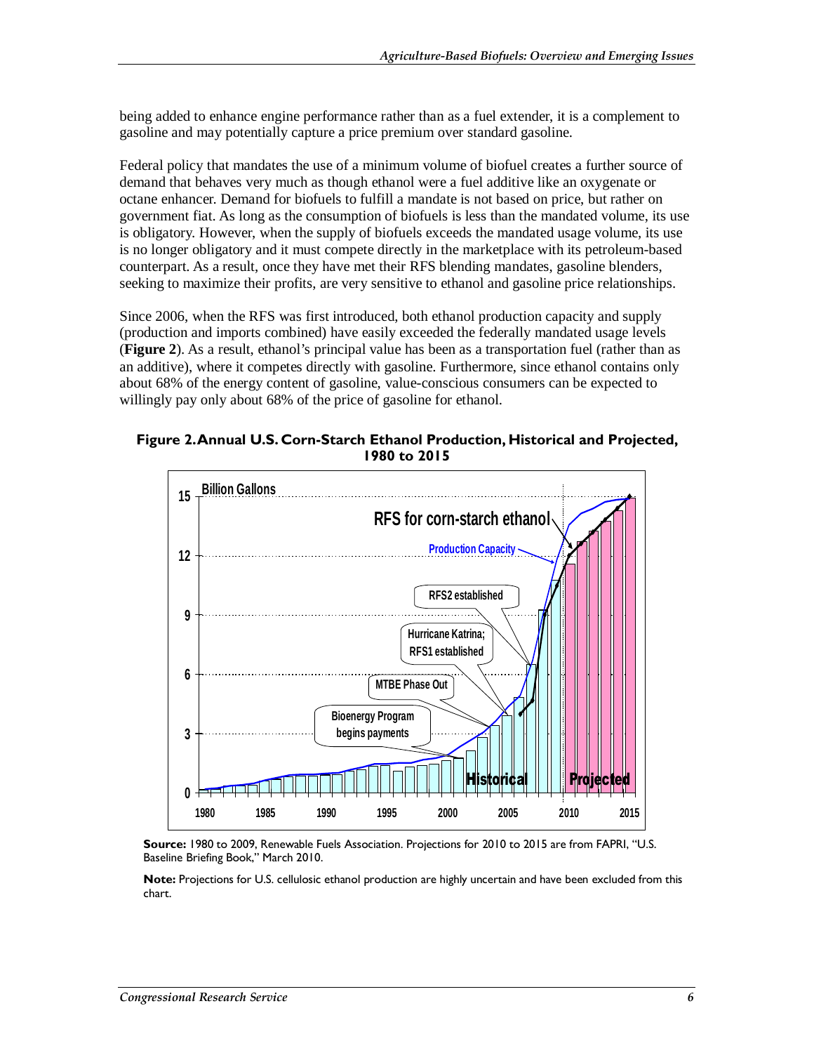being added to enhance engine performance rather than as a fuel extender, it is a complement to gasoline and may potentially capture a price premium over standard gasoline.

Federal policy that mandates the use of a minimum volume of biofuel creates a further source of demand that behaves very much as though ethanol were a fuel additive like an oxygenate or octane enhancer. Demand for biofuels to fulfill a mandate is not based on price, but rather on government fiat. As long as the consumption of biofuels is less than the mandated volume, its use is obligatory. However, when the supply of biofuels exceeds the mandated usage volume, its use is no longer obligatory and it must compete directly in the marketplace with its petroleum-based counterpart. As a result, once they have met their RFS blending mandates, gasoline blenders, seeking to maximize their profits, are very sensitive to ethanol and gasoline price relationships.

Since 2006, when the RFS was first introduced, both ethanol production capacity and supply (production and imports combined) have easily exceeded the federally mandated usage levels (**Figure 2**). As a result, ethanol's principal value has been as a transportation fuel (rather than as an additive), where it competes directly with gasoline. Furthermore, since ethanol contains only about 68% of the energy content of gasoline, value-conscious consumers can be expected to willingly pay only about 68% of the price of gasoline for ethanol.

**Figure 2. Annual U.S. Corn-Starch Ethanol Production, Historical and Projected, 1980 to 2015**

**Source:** 1980 to 2009, Renewable Fuels Association. Projections for 2010 to 2015 are from FAPRI, "U.S. Baseline Briefing Book," March 2010.

**Note:** Projections for U.S. cellulosic ethanol production are highly uncertain and have been excluded from this chart.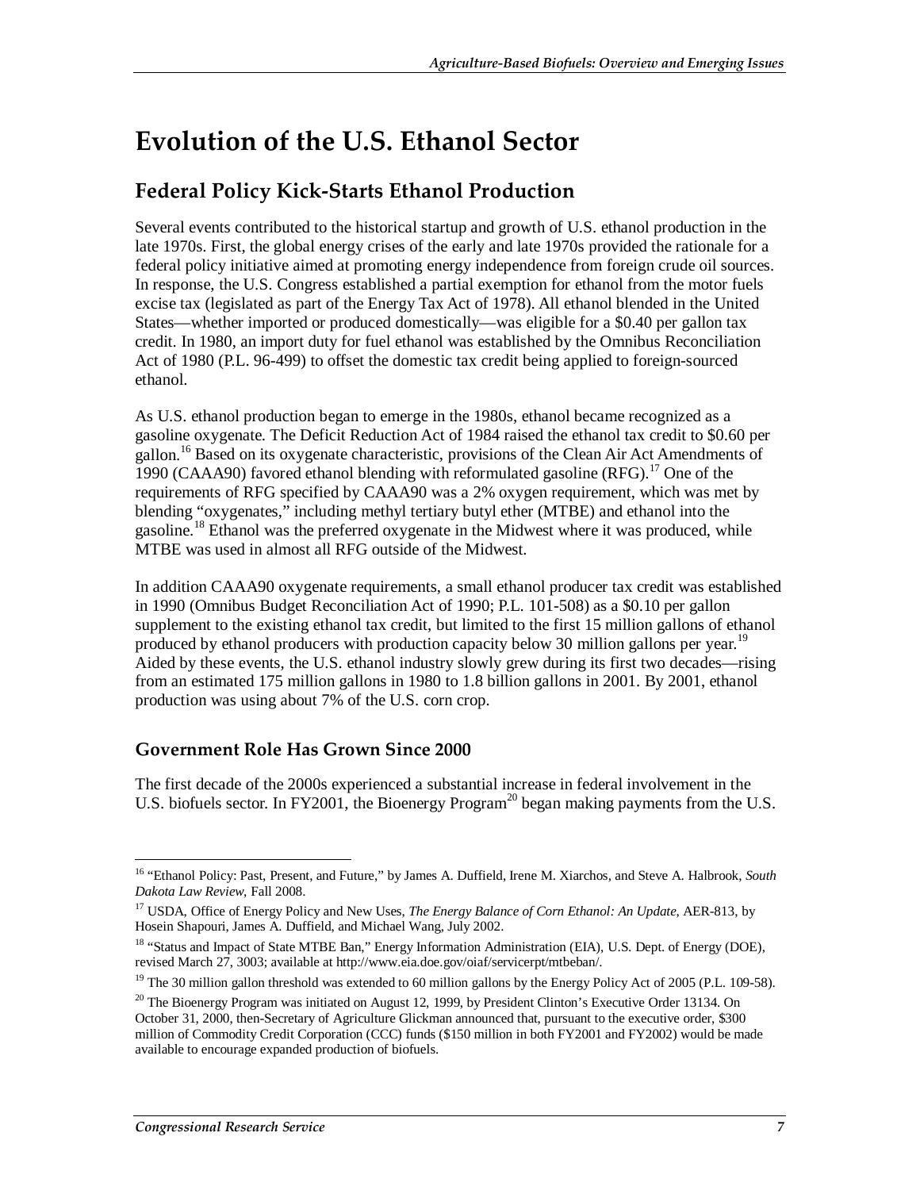# Evolution of the U.S. Ethanol Sector

## Federal Policy Kick-Starts Ethanol Production

Several events contributed to the historical startup and growth of U.S. ethanol production in the late 1970s. First, the global energy crises of the early and late 1970s provided the rationale for a federal policy initiative aimed at promoting energy independence from foreign crude oil sources. In response, the U.S. Congress established a partial exemption for ethanol from the motor fuels excise tax (legislated as part of the Energy Tax Act of 1978). All ethanol blended in the United States—whether imported or produced domestically—was eligible for a $0.40 per gallon tax credit. In 1980, an import duty for fuel ethanol was established by the Omnibus Reconciliation Act of 1980 (P.L. 96-499) to offset the domestic tax credit being applied to foreign-sourced ethanol.

As U.S. ethanol production began to emerge in the 1980s, ethanol became recognized as a gasoline oxygenate. The Deficit Reduction Act of 1984 raised the ethanol tax credit to $0.60 per gallon.[16] Based on its oxygenate characteristic, provisions of the Clean Air Act Amendments of 1990 (CAAA90) favored ethanol blending with reformulated gasoline (RFG).[17] One of the requirements of RFG specified by CAAA90 was a 2% oxygen requirement, which was met by blending "oxygenates," including methyl tertiary butyl ether (MTBE) and ethanol into the gasoline.[18] Ethanol was the preferred oxygenate in the Midwest where it was produced, while MTBE was used in almost all RFG outside of the Midwest.

In addition CAAA90 oxygenate requirements, a small ethanol producer tax credit was established in 1990 (Omnibus Budget Reconciliation Act of 1990; P.L. 101-508) as a $0.10 per gallon supplement to the existing ethanol tax credit, but limited to the first 15 million gallons of ethanol produced by ethanol producers with production capacity below 30 million gallons per year.[19] Aided by these events, the U.S. ethanol industry slowly grew during its first two decades—rising from an estimated 175 million gallons in 1980 to 1.8 billion gallons in 2001. By 2001, ethanol production was using about 7% of the U.S. corn crop.

### Government Role Has Grown Since 2000

The first decade of the 2000s experienced a substantial increase in federal involvement in the U.S. biofuels sector. In FY2001, the Bioenergy Program[20] began making payments from the U.S.

---

[16] "Ethanol Policy: Past, Present, and Future," by James A. Duffield, Irene M. Xiarchos, and Steve A. Halbrook, *South Dakota Law Review*, Fall 2008.

[17] USDA, Office of Energy Policy and New Uses, *The Energy Balance of Corn Ethanol: An Update*, AER-813, by Hosein Shapouri, James A. Duffield, and Michael Wang, July 2002.

[18] "Status and Impact of State MTBE Ban," Energy Information Administration (EIA), U.S. Dept. of Energy (DOE), revised March 27, 3003; available at http://www.eia.doe.gov/oiaf/servicerpt/mtbeban/.

[19] The 30 million gallon threshold was extended to 60 million gallons by the Energy Policy Act of 2005 (P.L. 109-58).

[20] The Bioenergy Program was initiated on August 12, 1999, by President Clinton's Executive Order 13134. On October 31, 2000, then-Secretary of Agriculture Glickman announced that, pursuant to the executive order, $300 million of Commodity Credit Corporation (CCC) funds ($150 million in both FY2001 and FY2002) would be made available to encourage expanded production of biofuels.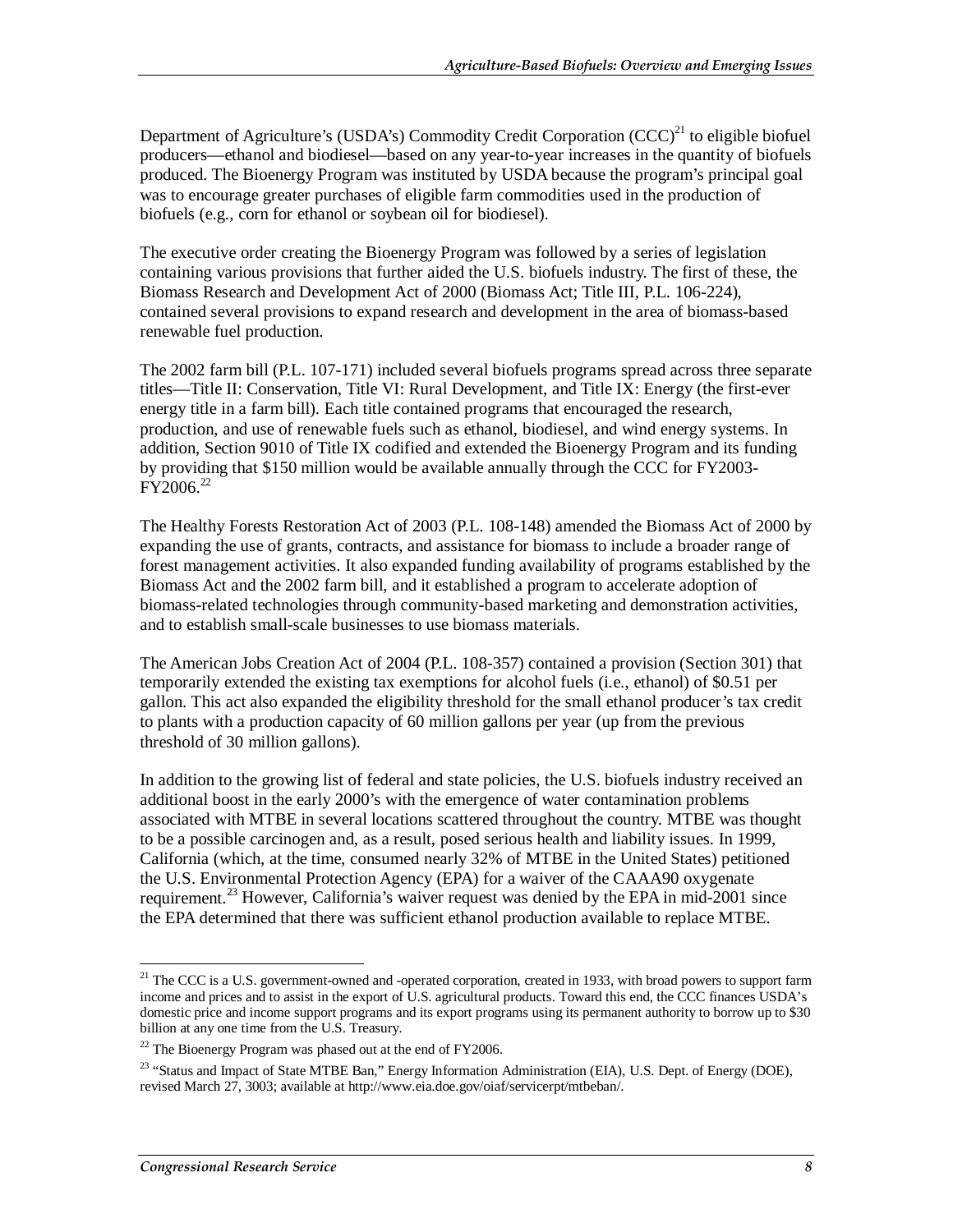Department of Agriculture's (USDA's) Commodity Credit Corporation (CCC)[21] to eligible biofuel producers—ethanol and biodiesel—based on any year-to-year increases in the quantity of biofuels produced. The Bioenergy Program was instituted by USDA because the program's principal goal was to encourage greater purchases of eligible farm commodities used in the production of biofuels (e.g., corn for ethanol or soybean oil for biodiesel).

The executive order creating the Bioenergy Program was followed by a series of legislation containing various provisions that further aided the U.S. biofuels industry. The first of these, the Biomass Research and Development Act of 2000 (Biomass Act; Title III, P.L. 106-224), contained several provisions to expand research and development in the area of biomass-based renewable fuel production.

The 2002 farm bill (P.L. 107-171) included several biofuels programs spread across three separate titles—Title II: Conservation, Title VI: Rural Development, and Title IX: Energy (the first-ever energy title in a farm bill). Each title contained programs that encouraged the research, production, and use of renewable fuels such as ethanol, biodiesel, and wind energy systems. In addition, Section 9010 of Title IX codified and extended the Bioenergy Program and its funding by providing that $150 million would be available annually through the CCC for FY2003-FY2006.[22]

The Healthy Forests Restoration Act of 2003 (P.L. 108-148) amended the Biomass Act of 2000 by expanding the use of grants, contracts, and assistance for biomass to include a broader range of forest management activities. It also expanded funding availability of programs established by the Biomass Act and the 2002 farm bill, and it established a program to accelerate adoption of biomass-related technologies through community-based marketing and demonstration activities, and to establish small-scale businesses to use biomass materials.

The American Jobs Creation Act of 2004 (P.L. 108-357) contained a provision (Section 301) that temporarily extended the existing tax exemptions for alcohol fuels (i.e., ethanol) of $0.51 per gallon. This act also expanded the eligibility threshold for the small ethanol producer's tax credit to plants with a production capacity of 60 million gallons per year (up from the previous threshold of 30 million gallons).

In addition to the growing list of federal and state policies, the U.S. biofuels industry received an additional boost in the early 2000's with the emergence of water contamination problems associated with MTBE in several locations scattered throughout the country. MTBE was thought to be a possible carcinogen and, as a result, posed serious health and liability issues. In 1999, California (which, at the time, consumed nearly 32% of MTBE in the United States) petitioned the U.S. Environmental Protection Agency (EPA) for a waiver of the CAAA90 oxygenate requirement.[23] However, California's waiver request was denied by the EPA in mid-2001 since the EPA determined that there was sufficient ethanol production available to replace MTBE.

---

[21] The CCC is a U.S. government-owned and -operated corporation, created in 1933, with broad powers to support farm income and prices and to assist in the export of U.S. agricultural products. Toward this end, the CCC finances USDA's domestic price and income support programs and its export programs using its permanent authority to borrow up to $30 billion at any one time from the U.S. Treasury.

[22] The Bioenergy Program was phased out at the end of FY2006.

[23] "Status and Impact of State MTBE Ban," Energy Information Administration (EIA), U.S. Dept. of Energy (DOE), revised March 27, 3003; available at http://www.eia.doe.gov/oiaf/servicerpt/mtbeban/.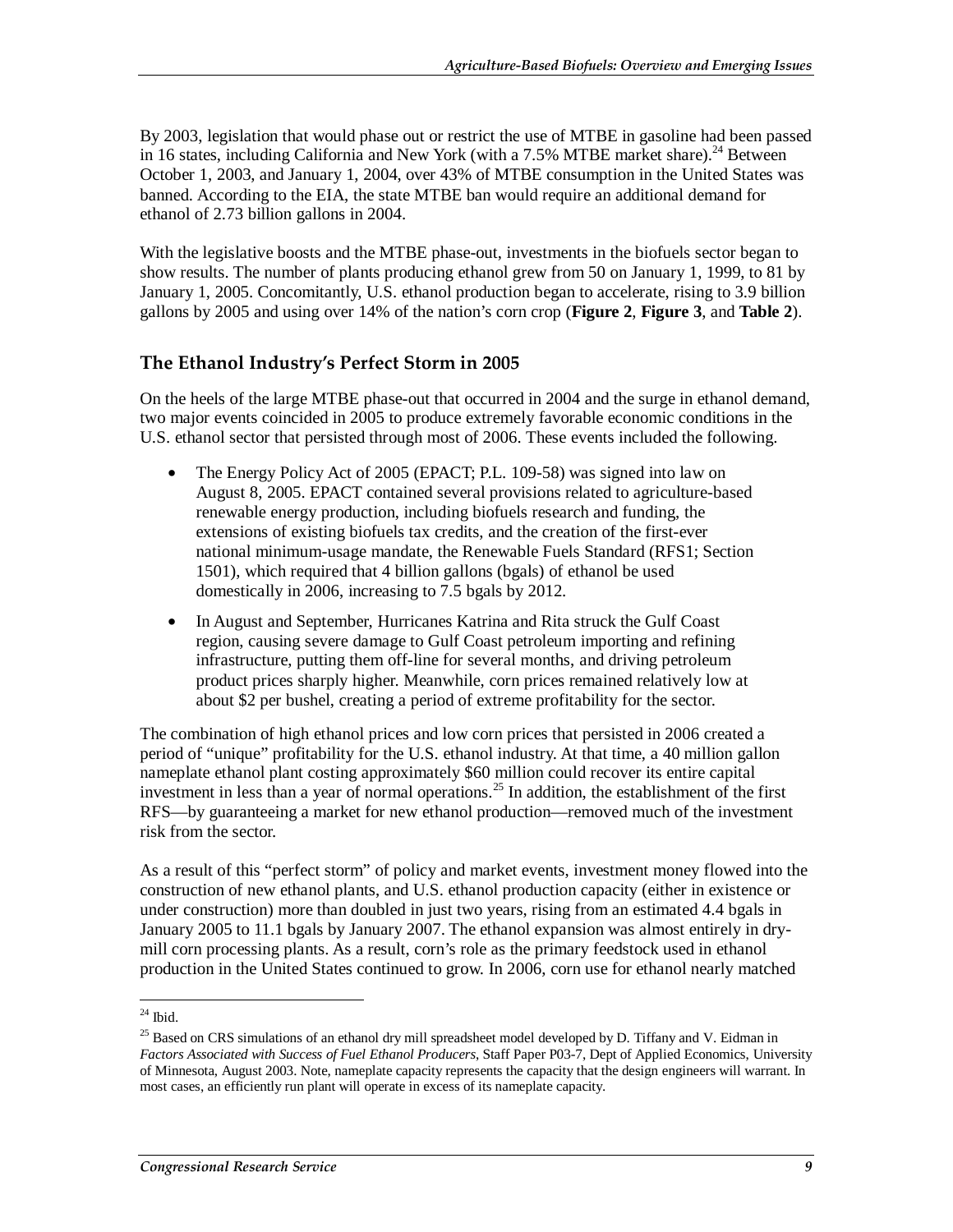By 2003, legislation that would phase out or restrict the use of MTBE in gasoline had been passed in 16 states, including California and New York (with a 7.5% MTBE market share).[24] Between October 1, 2003, and January 1, 2004, over 43% of MTBE consumption in the United States was banned. According to the EIA, the state MTBE ban would require an additional demand for ethanol of 2.73 billion gallons in 2004.

With the legislative boosts and the MTBE phase-out, investments in the biofuels sector began to show results. The number of plants producing ethanol grew from 50 on January 1, 1999, to 81 by January 1, 2005. Concomitantly, U.S. ethanol production began to accelerate, rising to 3.9 billion gallons by 2005 and using over 14% of the nation's corn crop (**Figure 2**, **Figure 3**, and **Table 2**).

## The Ethanol Industry's Perfect Storm in 2005

On the heels of the large MTBE phase-out that occurred in 2004 and the surge in ethanol demand, two major events coincided in 2005 to produce extremely favorable economic conditions in the U.S. ethanol sector that persisted through most of 2006. These events included the following.

- The Energy Policy Act of 2005 (EPACT; P.L. 109-58) was signed into law on August 8, 2005. EPACT contained several provisions related to agriculture-based renewable energy production, including biofuels research and funding, the extensions of existing biofuels tax credits, and the creation of the first-ever national minimum-usage mandate, the Renewable Fuels Standard (RFS1; Section 1501), which required that 4 billion gallons (bgals) of ethanol be used domestically in 2006, increasing to 7.5 bgals by 2012.
- In August and September, Hurricanes Katrina and Rita struck the Gulf Coast region, causing severe damage to Gulf Coast petroleum importing and refining infrastructure, putting them off-line for several months, and driving petroleum product prices sharply higher. Meanwhile, corn prices remained relatively low at about $2 per bushel, creating a period of extreme profitability for the sector.

The combination of high ethanol prices and low corn prices that persisted in 2006 created a period of "unique" profitability for the U.S. ethanol industry. At that time, a 40 million gallon nameplate ethanol plant costing approximately $60 million could recover its entire capital investment in less than a year of normal operations.[25] In addition, the establishment of the first RFS—by guaranteeing a market for new ethanol production—removed much of the investment risk from the sector.

As a result of this "perfect storm" of policy and market events, investment money flowed into the construction of new ethanol plants, and U.S. ethanol production capacity (either in existence or under construction) more than doubled in just two years, rising from an estimated 4.4 bgals in January 2005 to 11.1 bgals by January 2007. The ethanol expansion was almost entirely in dry-mill corn processing plants. As a result, corn's role as the primary feedstock used in ethanol production in the United States continued to grow. In 2006, corn use for ethanol nearly matched

---

[24] Ibid.

[25] Based on CRS simulations of an ethanol dry mill spreadsheet model developed by D. Tiffany and V. Eidman in *Factors Associated with Success of Fuel Ethanol Producers*, Staff Paper P03-7, Dept of Applied Economics, University of Minnesota, August 2003. Note, nameplate capacity represents the capacity that the design engineers will warrant. In most cases, an efficiently run plant will operate in excess of its nameplate capacity.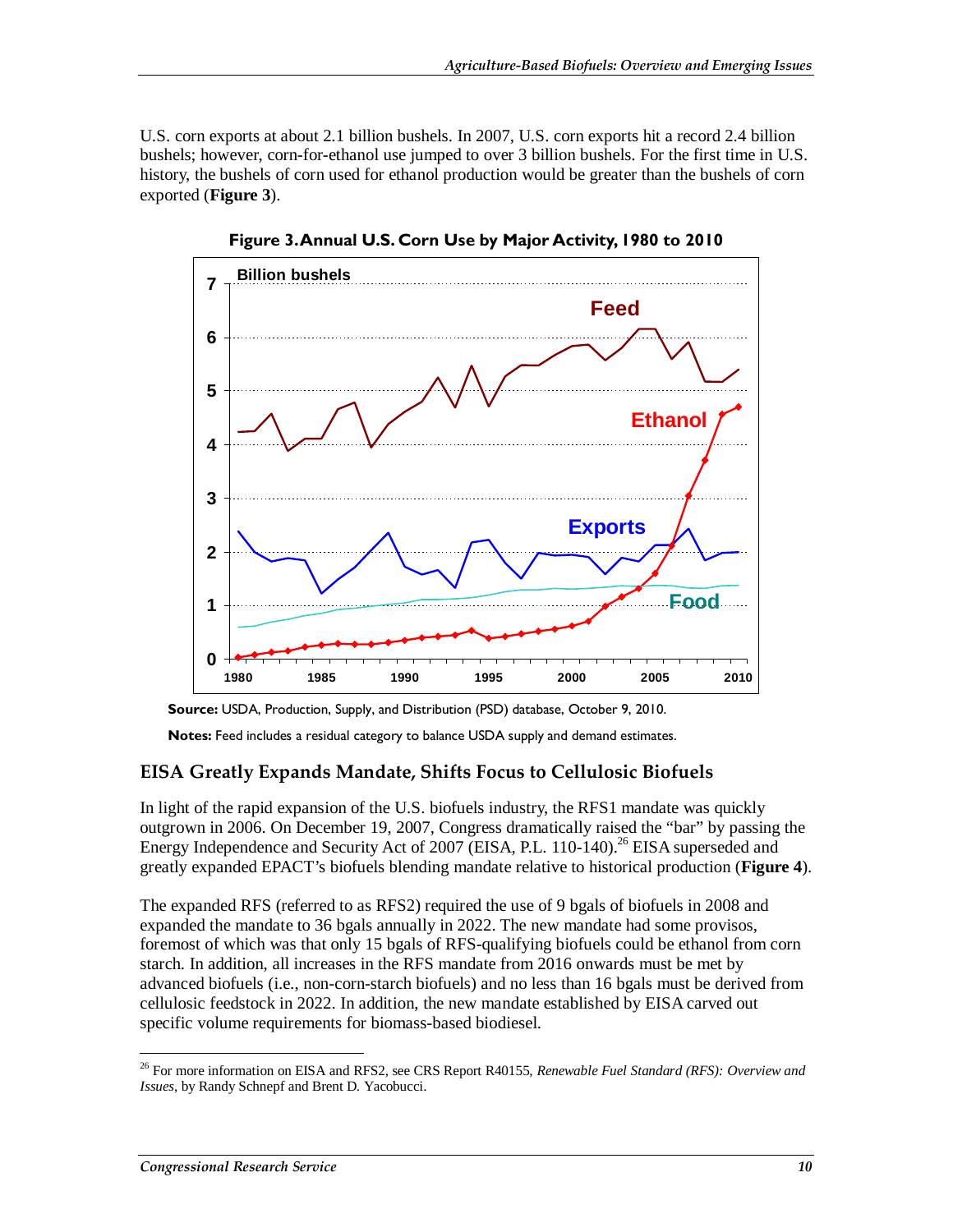U.S. corn exports at about 2.1 billion bushels. In 2007, U.S. corn exports hit a record 2.4 billion bushels; however, corn-for-ethanol use jumped to over 3 billion bushels. For the first time in U.S. history, the bushels of corn used for ethanol production would be greater than the bushels of corn exported (**Figure 3**).

**Figure 3. Annual U.S. Corn Use by Major Activity, 1980 to 2010**

**Source:** USDA, Production, Supply, and Distribution (PSD) database, October 9, 2010.

**Notes:** Feed includes a residual category to balance USDA supply and demand estimates.

## EISA Greatly Expands Mandate, Shifts Focus to Cellulosic Biofuels

In light of the rapid expansion of the U.S. biofuels industry, the RFS1 mandate was quickly outgrown in 2006. On December 19, 2007, Congress dramatically raised the "bar" by passing the Energy Independence and Security Act of 2007 (EISA, P.L. 110-140).[26] EISA superseded and greatly expanded EPACT's biofuels blending mandate relative to historical production (**Figure 4**).

The expanded RFS (referred to as RFS2) required the use of 9 bgals of biofuels in 2008 and expanded the mandate to 36 bgals annually in 2022. The new mandate had some provisos, foremost of which was that only 15 bgals of RFS-qualifying biofuels could be ethanol from corn starch. In addition, all increases in the RFS mandate from 2016 onwards must be met by advanced biofuels (i.e., non-corn-starch biofuels) and no less than 16 bgals must be derived from cellulosic feedstock in 2022. In addition, the new mandate established by EISA carved out specific volume requirements for biomass-based biodiesel.

[26] For more information on EISA and RFS2, see CRS Report R40155, *Renewable Fuel Standard (RFS): Overview and Issues*, by Randy Schnepf and Brent D. Yacobucci.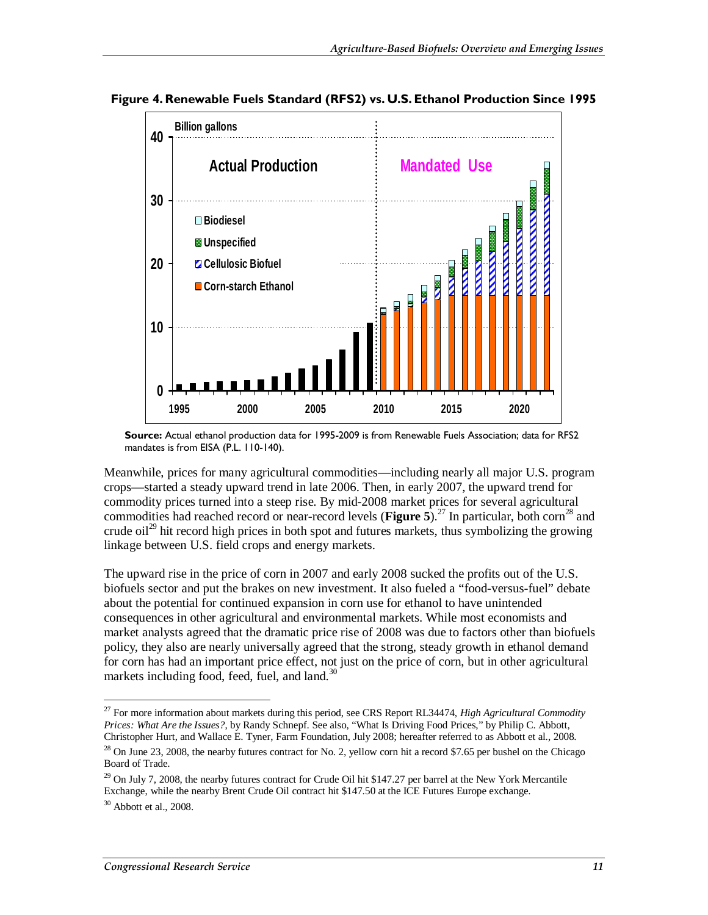**Figure 4. Renewable Fuels Standard (RFS2) vs. U.S. Ethanol Production Since 1995**

**Source:** Actual ethanol production data for 1995-2009 is from Renewable Fuels Association; data for RFS2 mandates is from EISA (P.L. 110-140).

Meanwhile, prices for many agricultural commodities—including nearly all major U.S. program crops—started a steady upward trend in late 2006. Then, in early 2007, the upward trend for commodity prices turned into a steep rise. By mid-2008 market prices for several agricultural commodities had reached record or near-record levels (**Figure 5**).[27] In particular, both corn[28] and crude oil[29] hit record high prices in both spot and futures markets, thus symbolizing the growing linkage between U.S. field crops and energy markets.

The upward rise in the price of corn in 2007 and early 2008 sucked the profits out of the U.S. biofuels sector and put the brakes on new investment. It also fueled a "food-versus-fuel" debate about the potential for continued expansion in corn use for ethanol to have unintended consequences in other agricultural and environmental markets. While most economists and market analysts agreed that the dramatic price rise of 2008 was due to factors other than biofuels policy, they also are nearly universally agreed that the strong, steady growth in ethanol demand for corn has had an important price effect, not just on the price of corn, but in other agricultural markets including food, feed, fuel, and land.[30]

---

[27] For more information about markets during this period, see CRS Report RL34474, *High Agricultural Commodity Prices: What Are the Issues?*, by Randy Schnepf. See also, "What Is Driving Food Prices," by Philip C. Abbott, Christopher Hurt, and Wallace E. Tyner, Farm Foundation, July 2008; hereafter referred to as Abbott et al., 2008.

[28] On June 23, 2008, the nearby futures contract for No. 2, yellow corn hit a record $7.65 per bushel on the Chicago Board of Trade.

[29] On July 7, 2008, the nearby futures contract for Crude Oil hit $147.27 per barrel at the New York Mercantile Exchange, while the nearby Brent Crude Oil contract hit $147.50 at the ICE Futures Europe exchange.

[30] Abbott et al., 2008.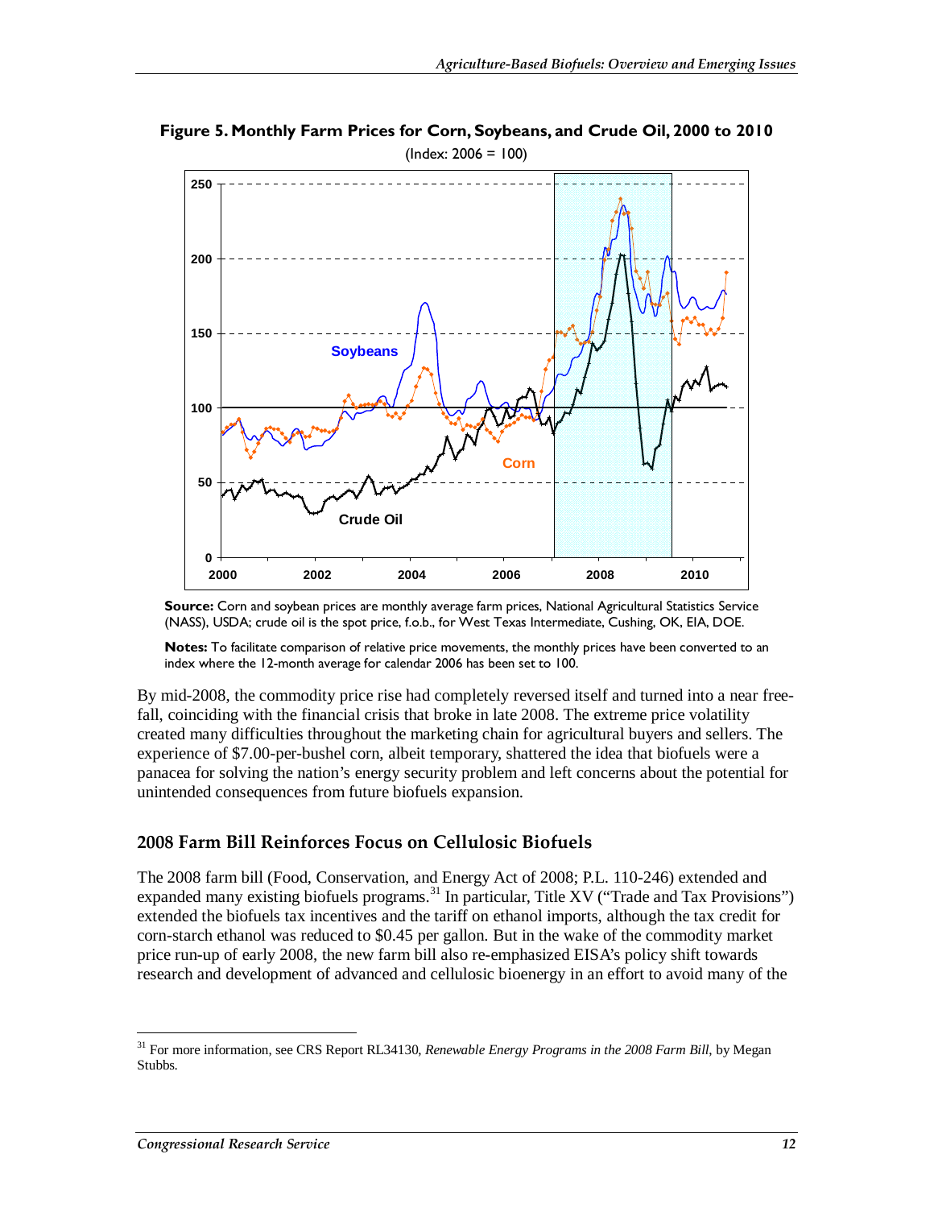**Figure 5. Monthly Farm Prices for Corn, Soybeans, and Crude Oil, 2000 to 2010**

(Index: 2006 = 100)

**Source:** Corn and soybean prices are monthly average farm prices, National Agricultural Statistics Service (NASS), USDA; crude oil is the spot price, f.o.b., for West Texas Intermediate, Cushing, OK, EIA, DOE.

**Notes:** To facilitate comparison of relative price movements, the monthly prices have been converted to an index where the 12-month average for calendar 2006 has been set to 100.

By mid-2008, the commodity price rise had completely reversed itself and turned into a near free-fall, coinciding with the financial crisis that broke in late 2008. The extreme price volatility created many difficulties throughout the marketing chain for agricultural buyers and sellers. The experience of $7.00-per-bushel corn, albeit temporary, shattered the idea that biofuels were a panacea for solving the nation's energy security problem and left concerns about the potential for unintended consequences from future biofuels expansion.

## 2008 Farm Bill Reinforces Focus on Cellulosic Biofuels

The 2008 farm bill (Food, Conservation, and Energy Act of 2008; P.L. 110-246) extended and expanded many existing biofuels programs.[31] In particular, Title XV ("Trade and Tax Provisions") extended the biofuels tax incentives and the tariff on ethanol imports, although the tax credit for corn-starch ethanol was reduced to $0.45 per gallon. But in the wake of the commodity market price run-up of early 2008, the new farm bill also re-emphasized EISA's policy shift towards research and development of advanced and cellulosic bioenergy in an effort to avoid many of the

[31] For more information, see CRS Report RL34130, *Renewable Energy Programs in the 2008 Farm Bill*, by Megan Stubbs.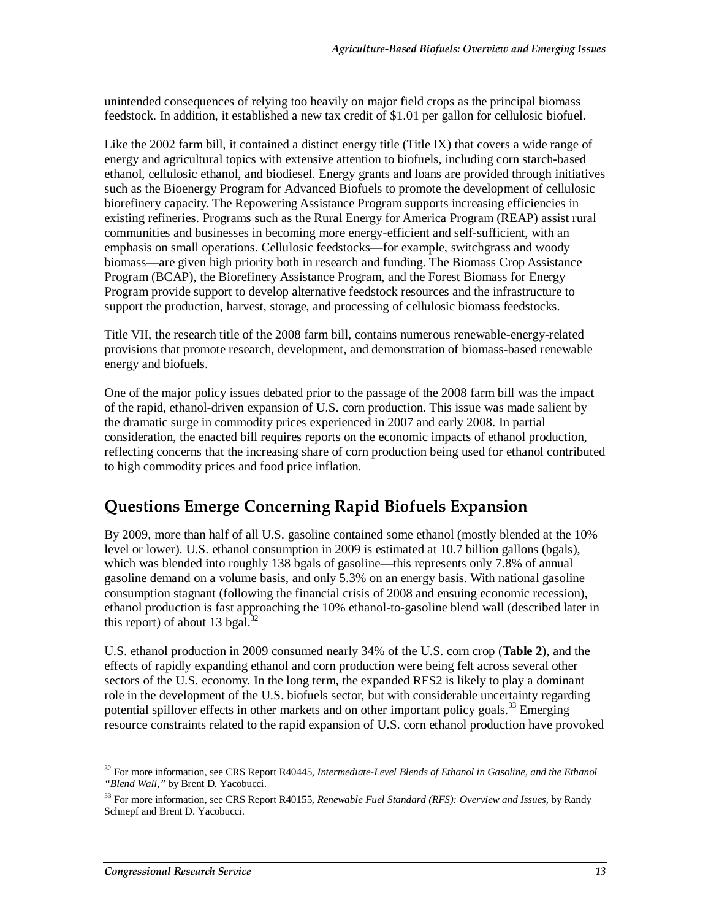unintended consequences of relying too heavily on major field crops as the principal biomass feedstock. In addition, it established a new tax credit of $1.01 per gallon for cellulosic biofuel.

Like the 2002 farm bill, it contained a distinct energy title (Title IX) that covers a wide range of energy and agricultural topics with extensive attention to biofuels, including corn starch-based ethanol, cellulosic ethanol, and biodiesel. Energy grants and loans are provided through initiatives such as the Bioenergy Program for Advanced Biofuels to promote the development of cellulosic biorefinery capacity. The Repowering Assistance Program supports increasing efficiencies in existing refineries. Programs such as the Rural Energy for America Program (REAP) assist rural communities and businesses in becoming more energy-efficient and self-sufficient, with an emphasis on small operations. Cellulosic feedstocks—for example, switchgrass and woody biomass—are given high priority both in research and funding. The Biomass Crop Assistance Program (BCAP), the Biorefinery Assistance Program, and the Forest Biomass for Energy Program provide support to develop alternative feedstock resources and the infrastructure to support the production, harvest, storage, and processing of cellulosic biomass feedstocks.

Title VII, the research title of the 2008 farm bill, contains numerous renewable-energy-related provisions that promote research, development, and demonstration of biomass-based renewable energy and biofuels.

One of the major policy issues debated prior to the passage of the 2008 farm bill was the impact of the rapid, ethanol-driven expansion of U.S. corn production. This issue was made salient by the dramatic surge in commodity prices experienced in 2007 and early 2008. In partial consideration, the enacted bill requires reports on the economic impacts of ethanol production, reflecting concerns that the increasing share of corn production being used for ethanol contributed to high commodity prices and food price inflation.

## Questions Emerge Concerning Rapid Biofuels Expansion

By 2009, more than half of all U.S. gasoline contained some ethanol (mostly blended at the 10% level or lower). U.S. ethanol consumption in 2009 is estimated at 10.7 billion gallons (bgals), which was blended into roughly 138 bgals of gasoline—this represents only 7.8% of annual gasoline demand on a volume basis, and only 5.3% on an energy basis. With national gasoline consumption stagnant (following the financial crisis of 2008 and ensuing economic recession), ethanol production is fast approaching the 10% ethanol-to-gasoline blend wall (described later in this report) of about 13 bgal.[32]

U.S. ethanol production in 2009 consumed nearly 34% of the U.S. corn crop (**Table 2**), and the effects of rapidly expanding ethanol and corn production were being felt across several other sectors of the U.S. economy. In the long term, the expanded RFS2 is likely to play a dominant role in the development of the U.S. biofuels sector, but with considerable uncertainty regarding potential spillover effects in other markets and on other important policy goals.[33] Emerging resource constraints related to the rapid expansion of U.S. corn ethanol production have provoked

---

[32] For more information, see CRS Report R40445, *Intermediate-Level Blends of Ethanol in Gasoline, and the Ethanol "Blend Wall,"* by Brent D. Yacobucci.

[33] For more information, see CRS Report R40155, *Renewable Fuel Standard (RFS): Overview and Issues*, by Randy Schnepf and Brent D. Yacobucci.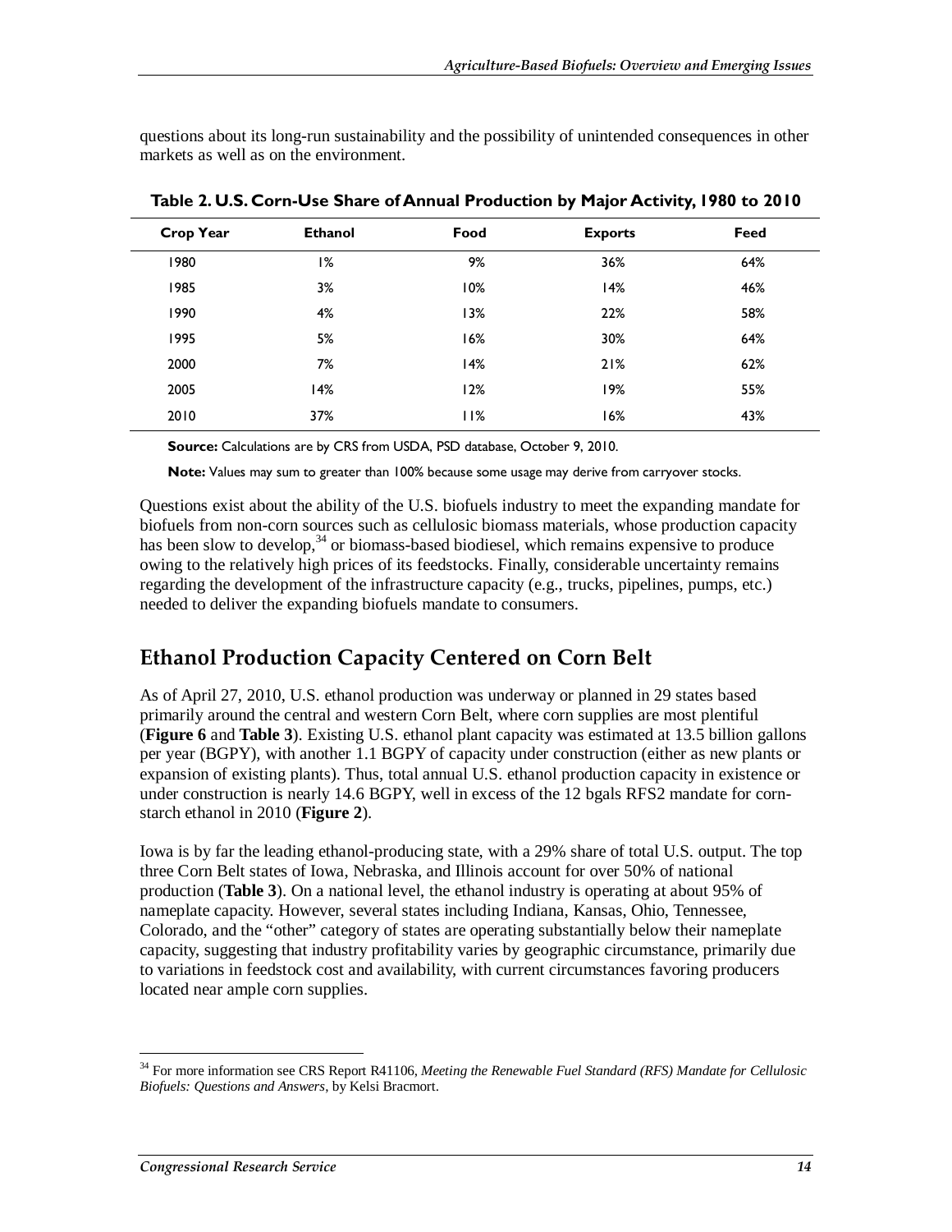questions about its long-run sustainability and the possibility of unintended consequences in other markets as well as on the environment.

**Table 2. U.S. Corn-Use Share of Annual Production by Major Activity, 1980 to 2010**

| Crop Year | Ethanol | Food | Exports | Feed |
|---|---|---|---|---|
| 1980 | 1% | 9% | 36% | 64% |
| 1985 | 3% | 10% | 14% | 46% |
| 1990 | 4% | 13% | 22% | 58% |
| 1995 | 5% | 16% | 30% | 64% |
| 2000 | 7% | 14% | 21% | 62% |
| 2005 | 14% | 12% | 19% | 55% |
| 2010 | 37% | 11% | 16% | 43% |

**Source:** Calculations are by CRS from USDA, PSD database, October 9, 2010.

**Note:** Values may sum to greater than 100% because some usage may derive from carryover stocks.

Questions exist about the ability of the U.S. biofuels industry to meet the expanding mandate for biofuels from non-corn sources such as cellulosic biomass materials, whose production capacity has been slow to develop,[34] or biomass-based biodiesel, which remains expensive to produce owing to the relatively high prices of its feedstocks. Finally, considerable uncertainty remains regarding the development of the infrastructure capacity (e.g., trucks, pipelines, pumps, etc.) needed to deliver the expanding biofuels mandate to consumers.

## Ethanol Production Capacity Centered on Corn Belt

As of April 27, 2010, U.S. ethanol production was underway or planned in 29 states based primarily around the central and western Corn Belt, where corn supplies are most plentiful (**Figure 6** and **Table 3**). Existing U.S. ethanol plant capacity was estimated at 13.5 billion gallons per year (BGPY), with another 1.1 BGPY of capacity under construction (either as new plants or expansion of existing plants). Thus, total annual U.S. ethanol production capacity in existence or under construction is nearly 14.6 BGPY, well in excess of the 12 bgals RFS2 mandate for corn-starch ethanol in 2010 (**Figure 2**).

Iowa is by far the leading ethanol-producing state, with a 29% share of total U.S. output. The top three Corn Belt states of Iowa, Nebraska, and Illinois account for over 50% of national production (**Table 3**). On a national level, the ethanol industry is operating at about 95% of nameplate capacity. However, several states including Indiana, Kansas, Ohio, Tennessee, Colorado, and the "other" category of states are operating substantially below their nameplate capacity, suggesting that industry profitability varies by geographic circumstance, primarily due to variations in feedstock cost and availability, with current circumstances favoring producers located near ample corn supplies.

[34] For more information see CRS Report R41106, *Meeting the Renewable Fuel Standard (RFS) Mandate for Cellulosic Biofuels: Questions and Answers*, by Kelsi Bracmort.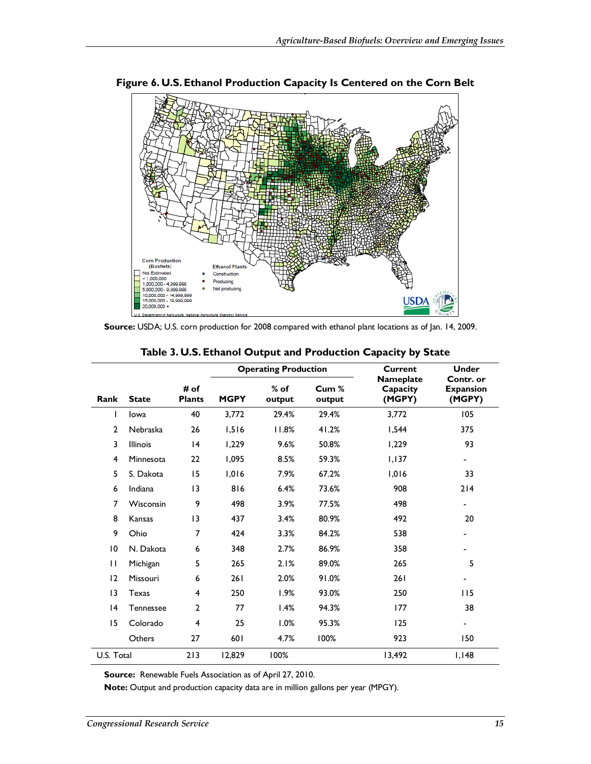**Figure 6. U.S. Ethanol Production Capacity Is Centered on the Corn Belt**

**Source:** USDA; U.S. corn production for 2008 compared with ethanol plant locations as of Jan. 14, 2009.

**Table 3. U.S. Ethanol Output and Production Capacity by State**

| Rank | State | # of Plants | Operating Production MGPY | % of output | Cum % output | Current Nameplate Capacity (MGPY) | Under Contr. or Expansion (MGPY) |
|---|---|---|---|---|---|---|---|
| 1 | Iowa | 40 | 3,772 | 29.4% | 29.4% | 3,772 | 105 |
| 2 | Nebraska | 26 | 1,516 | 11.8% | 41.2% | 1,544 | 375 |
| 3 | Illinois | 14 | 1,229 | 9.6% | 50.8% | 1,229 | 93 |
| 4 | Minnesota | 22 | 1,095 | 8.5% | 59.3% | 1,137 | - |
| 5 | S. Dakota | 15 | 1,016 | 7.9% | 67.2% | 1,016 | 33 |
| 6 | Indiana | 13 | 816 | 6.4% | 73.6% | 908 | 214 |
| 7 | Wisconsin | 9 | 498 | 3.9% | 77.5% | 498 | - |
| 8 | Kansas | 13 | 437 | 3.4% | 80.9% | 492 | 20 |
| 9 | Ohio | 7 | 424 | 3.3% | 84.2% | 538 | - |
| 10 | N. Dakota | 6 | 348 | 2.7% | 86.9% | 358 | - |
| 11 | Michigan | 5 | 265 | 2.1% | 89.0% | 265 | 5 |
| 12 | Missouri | 6 | 261 | 2.0% | 91.0% | 261 | - |
| 13 | Texas | 4 | 250 | 1.9% | 93.0% | 250 | 115 |
| 14 | Tennessee | 2 | 77 | 1.4% | 94.3% | 177 | 38 |
| 15 | Colorado | 4 | 25 | 1.0% | 95.3% | 125 | - |
| | Others | 27 | 601 | 4.7% | 100% | 923 | 150 |
| U.S. Total | | 213 | 12,829 | 100% | | 13,492 | 1,148 |

**Source:** Renewable Fuels Association as of April 27, 2010.

**Note:** Output and production capacity data are in million gallons per year (MPGY).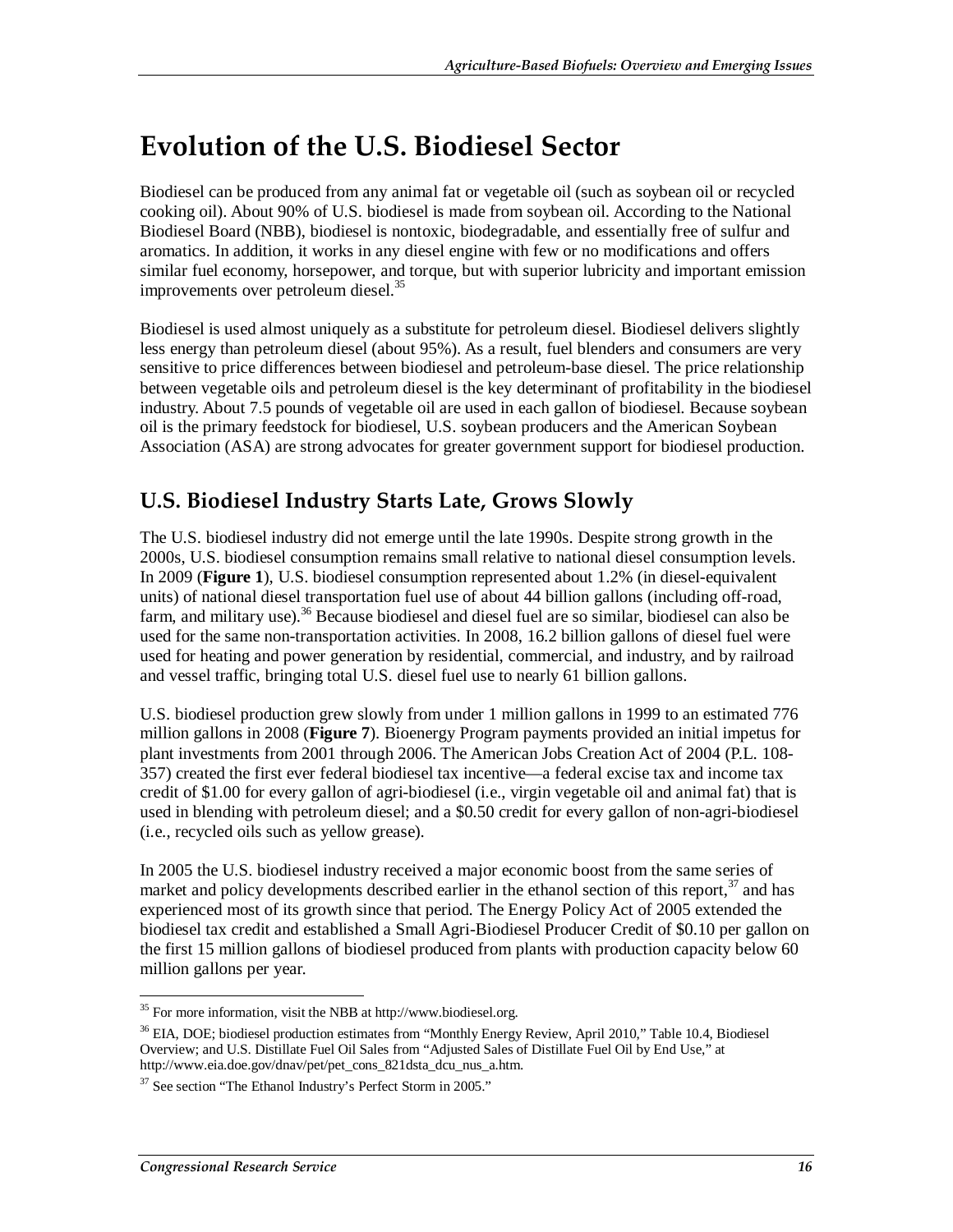# Evolution of the U.S. Biodiesel Sector

Biodiesel can be produced from any animal fat or vegetable oil (such as soybean oil or recycled cooking oil). About 90% of U.S. biodiesel is made from soybean oil. According to the National Biodiesel Board (NBB), biodiesel is nontoxic, biodegradable, and essentially free of sulfur and aromatics. In addition, it works in any diesel engine with few or no modifications and offers similar fuel economy, horsepower, and torque, but with superior lubricity and important emission improvements over petroleum diesel.[35]

Biodiesel is used almost uniquely as a substitute for petroleum diesel. Biodiesel delivers slightly less energy than petroleum diesel (about 95%). As a result, fuel blenders and consumers are very sensitive to price differences between biodiesel and petroleum-base diesel. The price relationship between vegetable oils and petroleum diesel is the key determinant of profitability in the biodiesel industry. About 7.5 pounds of vegetable oil are used in each gallon of biodiesel. Because soybean oil is the primary feedstock for biodiesel, U.S. soybean producers and the American Soybean Association (ASA) are strong advocates for greater government support for biodiesel production.

## U.S. Biodiesel Industry Starts Late, Grows Slowly

The U.S. biodiesel industry did not emerge until the late 1990s. Despite strong growth in the 2000s, U.S. biodiesel consumption remains small relative to national diesel consumption levels. In 2009 (**Figure 1**), U.S. biodiesel consumption represented about 1.2% (in diesel-equivalent units) of national diesel transportation fuel use of about 44 billion gallons (including off-road, farm, and military use).[36] Because biodiesel and diesel fuel are so similar, biodiesel can also be used for the same non-transportation activities. In 2008, 16.2 billion gallons of diesel fuel were used for heating and power generation by residential, commercial, and industry, and by railroad and vessel traffic, bringing total U.S. diesel fuel use to nearly 61 billion gallons.

U.S. biodiesel production grew slowly from under 1 million gallons in 1999 to an estimated 776 million gallons in 2008 (**Figure 7**). Bioenergy Program payments provided an initial impetus for plant investments from 2001 through 2006. The American Jobs Creation Act of 2004 (P.L. 108-357) created the first ever federal biodiesel tax incentive—a federal excise tax and income tax credit of $1.00 for every gallon of agri-biodiesel (i.e., virgin vegetable oil and animal fat) that is used in blending with petroleum diesel; and a $0.50 credit for every gallon of non-agri-biodiesel (i.e., recycled oils such as yellow grease).

In 2005 the U.S. biodiesel industry received a major economic boost from the same series of market and policy developments described earlier in the ethanol section of this report,[37] and has experienced most of its growth since that period. The Energy Policy Act of 2005 extended the biodiesel tax credit and established a Small Agri-Biodiesel Producer Credit of $0.10 per gallon on the first 15 million gallons of biodiesel produced from plants with production capacity below 60 million gallons per year.

---

[35] For more information, visit the NBB at http://www.biodiesel.org.

[36] EIA, DOE; biodiesel production estimates from "Monthly Energy Review, April 2010," Table 10.4, Biodiesel Overview; and U.S. Distillate Fuel Oil Sales from "Adjusted Sales of Distillate Fuel Oil by End Use," at http://www.eia.doe.gov/dnav/pet/pet_cons_821dsta_dcu_nus_a.htm.

[37] See section "The Ethanol Industry's Perfect Storm in 2005."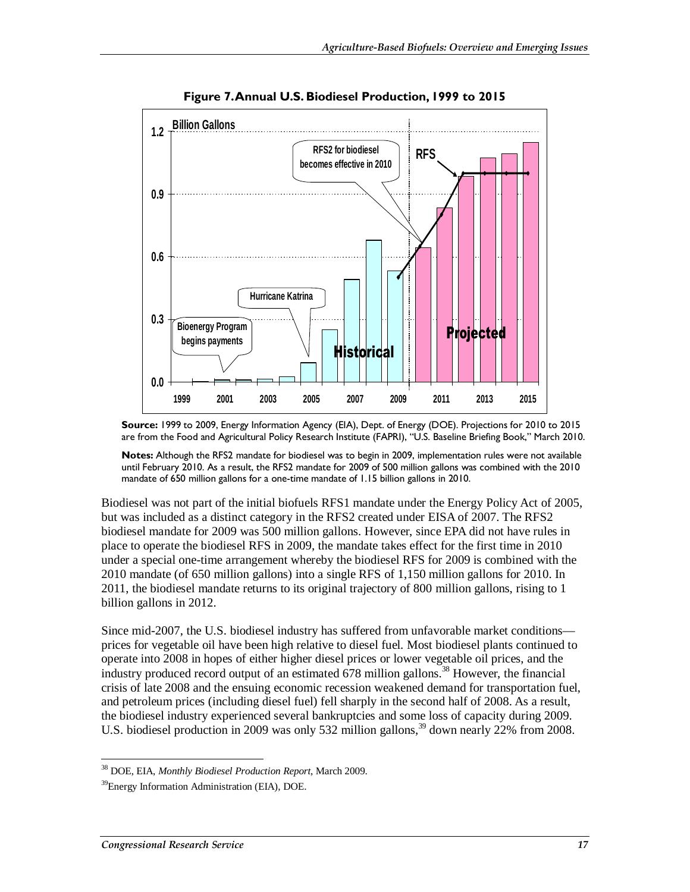**Figure 7. Annual U.S. Biodiesel Production, 1999 to 2015**

**Source:** 1999 to 2009, Energy Information Agency (EIA), Dept. of Energy (DOE). Projections for 2010 to 2015 are from the Food and Agricultural Policy Research Institute (FAPRI), "U.S. Baseline Briefing Book," March 2010.

**Notes:** Although the RFS2 mandate for biodiesel was to begin in 2009, implementation rules were not available until February 2010. As a result, the RFS2 mandate for 2009 of 500 million gallons was combined with the 2010 mandate of 650 million gallons for a one-time mandate of 1.15 billion gallons in 2010.

Biodiesel was not part of the initial biofuels RFS1 mandate under the Energy Policy Act of 2005, but was included as a distinct category in the RFS2 created under EISA of 2007. The RFS2 biodiesel mandate for 2009 was 500 million gallons. However, since EPA did not have rules in place to operate the biodiesel RFS in 2009, the mandate takes effect for the first time in 2010 under a special one-time arrangement whereby the biodiesel RFS for 2009 is combined with the 2010 mandate (of 650 million gallons) into a single RFS of 1,150 million gallons for 2010. In 2011, the biodiesel mandate returns to its original trajectory of 800 million gallons, rising to 1 billion gallons in 2012.

Since mid-2007, the U.S. biodiesel industry has suffered from unfavorable market conditions—prices for vegetable oil have been high relative to diesel fuel. Most biodiesel plants continued to operate into 2008 in hopes of either higher diesel prices or lower vegetable oil prices, and the industry produced record output of an estimated 678 million gallons.[38] However, the financial crisis of late 2008 and the ensuing economic recession weakened demand for transportation fuel, and petroleum prices (including diesel fuel) fell sharply in the second half of 2008. As a result, the biodiesel industry experienced several bankruptcies and some loss of capacity during 2009. U.S. biodiesel production in 2009 was only 532 million gallons,[39] down nearly 22% from 2008.

---

[38] DOE, EIA, *Monthly Biodiesel Production Report*, March 2009.

[39] Energy Information Administration (EIA), DOE.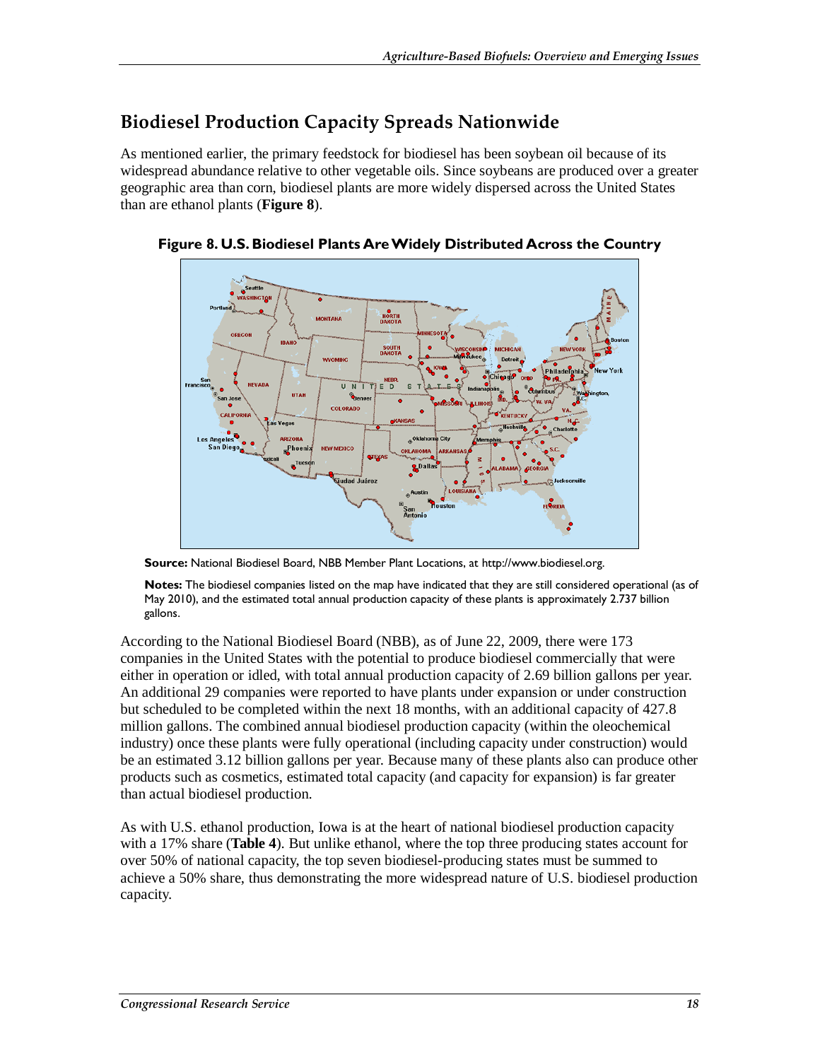## Biodiesel Production Capacity Spreads Nationwide

As mentioned earlier, the primary feedstock for biodiesel has been soybean oil because of its widespread abundance relative to other vegetable oils. Since soybeans are produced over a greater geographic area than corn, biodiesel plants are more widely dispersed across the United States than are ethanol plants (**Figure 8**).

**Figure 8. U.S. Biodiesel Plants Are Widely Distributed Across the Country**

**Source:** National Biodiesel Board, NBB Member Plant Locations, at http://www.biodiesel.org.

**Notes:** The biodiesel companies listed on the map have indicated that they are still considered operational (as of May 2010), and the estimated total annual production capacity of these plants is approximately 2.737 billion gallons.

According to the National Biodiesel Board (NBB), as of June 22, 2009, there were 173 companies in the United States with the potential to produce biodiesel commercially that were either in operation or idled, with total annual production capacity of 2.69 billion gallons per year. An additional 29 companies were reported to have plants under expansion or under construction but scheduled to be completed within the next 18 months, with an additional capacity of 427.8 million gallons. The combined annual biodiesel production capacity (within the oleochemical industry) once these plants were fully operational (including capacity under construction) would be an estimated 3.12 billion gallons per year. Because many of these plants also can produce other products such as cosmetics, estimated total capacity (and capacity for expansion) is far greater than actual biodiesel production.

As with U.S. ethanol production, Iowa is at the heart of national biodiesel production capacity with a 17% share (**Table 4**). But unlike ethanol, where the top three producing states account for over 50% of national capacity, the top seven biodiesel-producing states must be summed to achieve a 50% share, thus demonstrating the more widespread nature of U.S. biodiesel production capacity.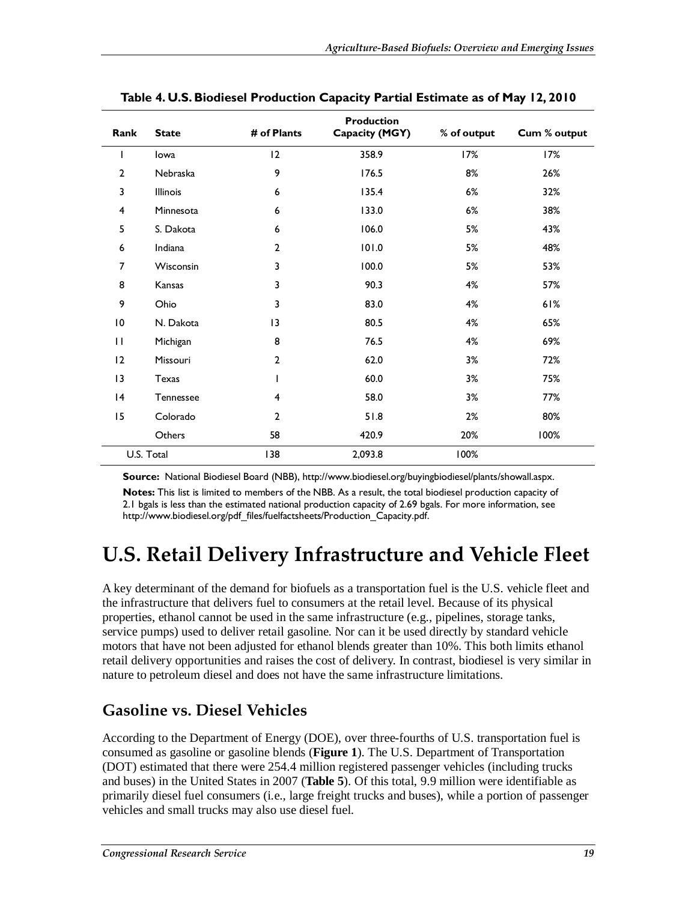**Table 4. U.S. Biodiesel Production Capacity Partial Estimate as of May 12, 2010**

| Rank | State | # of Plants | Production Capacity (MGY) | % of output | Cum % output |
|---|---|---|---|---|---|
| 1 | Iowa | 12 | 358.9 | 17% | 17% |
| 2 | Nebraska | 9 | 176.5 | 8% | 26% |
| 3 | Illinois | 6 | 135.4 | 6% | 32% |
| 4 | Minnesota | 6 | 133.0 | 6% | 38% |
| 5 | S. Dakota | 6 | 106.0 | 5% | 43% |
| 6 | Indiana | 2 | 101.0 | 5% | 48% |
| 7 | Wisconsin | 3 | 100.0 | 5% | 53% |
| 8 | Kansas | 3 | 90.3 | 4% | 57% |
| 9 | Ohio | 3 | 83.0 | 4% | 61% |
| 10 | N. Dakota | 13 | 80.5 | 4% | 65% |
| 11 | Michigan | 8 | 76.5 | 4% | 69% |
| 12 | Missouri | 2 | 62.0 | 3% | 72% |
| 13 | Texas | 1 | 60.0 | 3% | 75% |
| 14 | Tennessee | 4 | 58.0 | 3% | 77% |
| 15 | Colorado | 2 | 51.8 | 2% | 80% |
| | Others | 58 | 420.9 | 20% | 100% |
| U.S. Total | | 138 | 2,093.8 | 100% | |

**Source:** National Biodiesel Board (NBB), http://www.biodiesel.org/buyingbiodiesel/plants/showall.aspx.

**Notes:** This list is limited to members of the NBB. As a result, the total biodiesel production capacity of 2.1 bgals is less than the estimated national production capacity of 2.69 bgals. For more information, see http://www.biodiesel.org/pdf_files/fuelfactsheets/Production_Capacity.pdf.

# U.S. Retail Delivery Infrastructure and Vehicle Fleet

A key determinant of the demand for biofuels as a transportation fuel is the U.S. vehicle fleet and the infrastructure that delivers fuel to consumers at the retail level. Because of its physical properties, ethanol cannot be used in the same infrastructure (e.g., pipelines, storage tanks, service pumps) used to deliver retail gasoline. Nor can it be used directly by standard vehicle motors that have not been adjusted for ethanol blends greater than 10%. This both limits ethanol retail delivery opportunities and raises the cost of delivery. In contrast, biodiesel is very similar in nature to petroleum diesel and does not have the same infrastructure limitations.

## Gasoline vs. Diesel Vehicles

According to the Department of Energy (DOE), over three-fourths of U.S. transportation fuel is consumed as gasoline or gasoline blends (**Figure 1**). The U.S. Department of Transportation (DOT) estimated that there were 254.4 million registered passenger vehicles (including trucks and buses) in the United States in 2007 (**Table 5**). Of this total, 9.9 million were identifiable as primarily diesel fuel consumers (i.e., large freight trucks and buses), while a portion of passenger vehicles and small trucks may also use diesel fuel.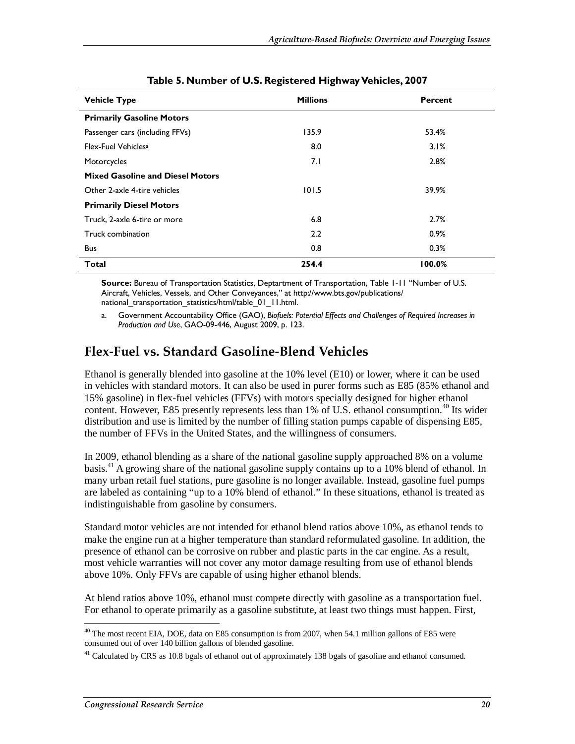**Table 5. Number of U.S. Registered Highway Vehicles, 2007**

| Vehicle Type | Millions | Percent |
| --- | --- | --- |
| **Primarily Gasoline Motors** | | |
| Passenger cars (including FFVs) | 135.9 | 53.4% |
| Flex-Fuel Vehicles[a] | 8.0 | 3.1% |
| Motorcycles | 7.1 | 2.8% |
| **Mixed Gasoline and Diesel Motors** | | |
| Other 2-axle 4-tire vehicles | 101.5 | 39.9% |
| **Primarily Diesel Motors** | | |
| Truck, 2-axle 6-tire or more | 6.8 | 2.7% |
| Truck combination | 2.2 | 0.9% |
| Bus | 0.8 | 0.3% |
| **Total** | **254.4** | **100.0%** |

**Source:** Bureau of Transportation Statistics, Deptartment of Transportation, Table 1-11 "Number of U.S. Aircraft, Vehicles, Vessels, and Other Conveyances," at http://www.bts.gov/publications/national_transportation_statistics/html/table_01_11.html.

a. Government Accountability Office (GAO), *Biofuels: Potential Effects and Challenges of Required Increases in Production and Use*, GAO-09-446, August 2009, p. 123.

## Flex-Fuel vs. Standard Gasoline-Blend Vehicles

Ethanol is generally blended into gasoline at the 10% level (E10) or lower, where it can be used in vehicles with standard motors. It can also be used in purer forms such as E85 (85% ethanol and 15% gasoline) in flex-fuel vehicles (FFVs) with motors specially designed for higher ethanol content. However, E85 presently represents less than 1% of U.S. ethanol consumption.[40] Its wider distribution and use is limited by the number of filling station pumps capable of dispensing E85, the number of FFVs in the United States, and the willingness of consumers.

In 2009, ethanol blending as a share of the national gasoline supply approached 8% on a volume basis.[41] A growing share of the national gasoline supply contains up to a 10% blend of ethanol. In many urban retail fuel stations, pure gasoline is no longer available. Instead, gasoline fuel pumps are labeled as containing "up to a 10% blend of ethanol." In these situations, ethanol is treated as indistinguishable from gasoline by consumers.

Standard motor vehicles are not intended for ethanol blend ratios above 10%, as ethanol tends to make the engine run at a higher temperature than standard reformulated gasoline. In addition, the presence of ethanol can be corrosive on rubber and plastic parts in the car engine. As a result, most vehicle warranties will not cover any motor damage resulting from use of ethanol blends above 10%. Only FFVs are capable of using higher ethanol blends.

At blend ratios above 10%, ethanol must compete directly with gasoline as a transportation fuel. For ethanol to operate primarily as a gasoline substitute, at least two things must happen. First,

[40] The most recent EIA, DOE, data on E85 consumption is from 2007, when 54.1 million gallons of E85 were consumed out of over 140 billion gallons of blended gasoline.

[41] Calculated by CRS as 10.8 bgals of ethanol out of approximately 138 bgals of gasoline and ethanol consumed.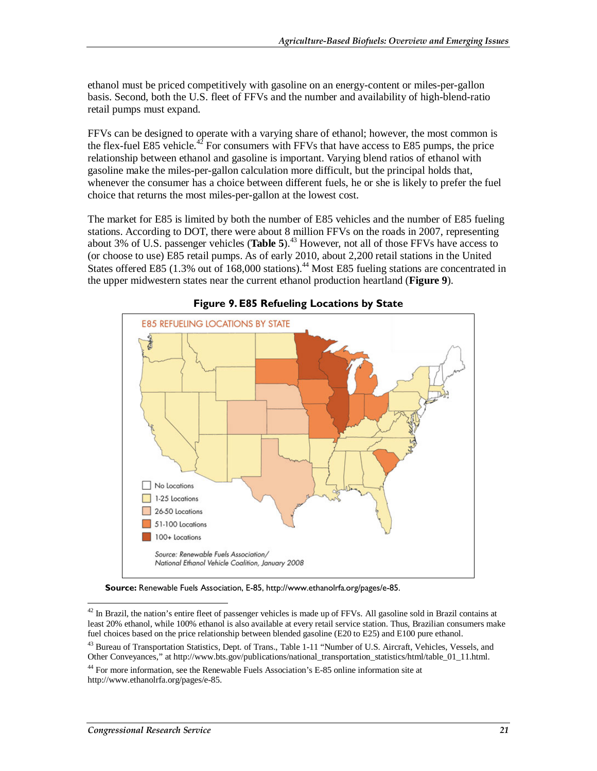ethanol must be priced competitively with gasoline on an energy-content or miles-per-gallon basis. Second, both the U.S. fleet of FFVs and the number and availability of high-blend-ratio retail pumps must expand.

FFVs can be designed to operate with a varying share of ethanol; however, the most common is the flex-fuel E85 vehicle.[42] For consumers with FFVs that have access to E85 pumps, the price relationship between ethanol and gasoline is important. Varying blend ratios of ethanol with gasoline make the miles-per-gallon calculation more difficult, but the principal holds that, whenever the consumer has a choice between different fuels, he or she is likely to prefer the fuel choice that returns the most miles-per-gallon at the lowest cost.

The market for E85 is limited by both the number of E85 vehicles and the number of E85 fueling stations. According to DOT, there were about 8 million FFVs on the roads in 2007, representing about 3% of U.S. passenger vehicles (**Table 5**).[43] However, not all of those FFVs have access to (or choose to use) E85 retail pumps. As of early 2010, about 2,200 retail stations in the United States offered E85 (1.3% out of 168,000 stations).[44] Most E85 fueling stations are concentrated in the upper midwestern states near the current ethanol production heartland (**Figure 9**).

**Figure 9. E85 Refueling Locations by State**

**Source:** Renewable Fuels Association, E-85, http://www.ethanolrfa.org/pages/e-85.

---

[42] In Brazil, the nation's entire fleet of passenger vehicles is made up of FFVs. All gasoline sold in Brazil contains at least 20% ethanol, while 100% ethanol is also available at every retail service station. Thus, Brazilian consumers make fuel choices based on the price relationship between blended gasoline (E20 to E25) and E100 pure ethanol.

[43] Bureau of Transportation Statistics, Dept. of Trans., Table 1-11 "Number of U.S. Aircraft, Vehicles, Vessels, and Other Conveyances," at http://www.bts.gov/publications/national_transportation_statistics/html/table_01_11.html.

[44] For more information, see the Renewable Fuels Association's E-85 online information site at http://www.ethanolrfa.org/pages/e-85.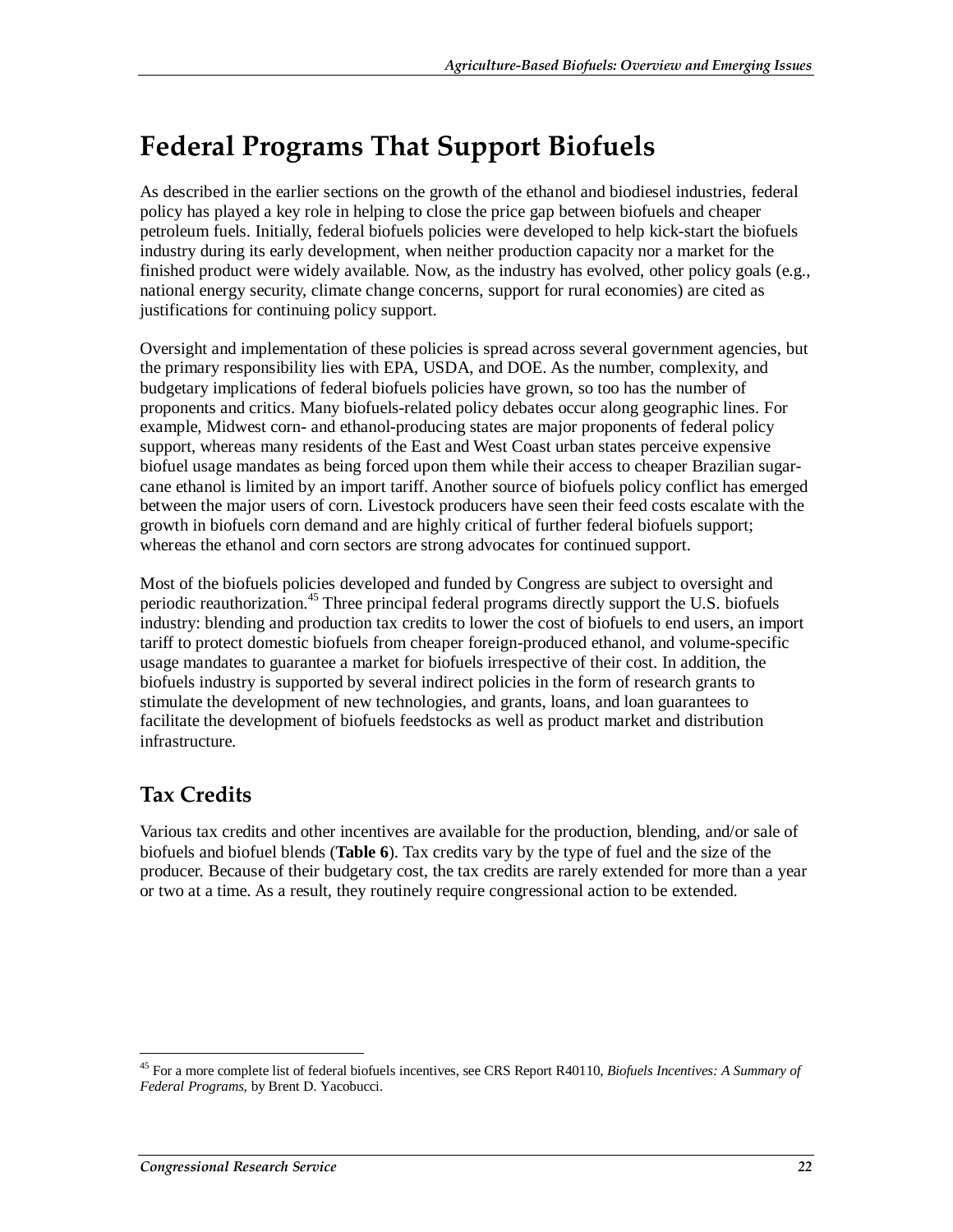# Federal Programs That Support Biofuels

As described in the earlier sections on the growth of the ethanol and biodiesel industries, federal policy has played a key role in helping to close the price gap between biofuels and cheaper petroleum fuels. Initially, federal biofuels policies were developed to help kick-start the biofuels industry during its early development, when neither production capacity nor a market for the finished product were widely available. Now, as the industry has evolved, other policy goals (e.g., national energy security, climate change concerns, support for rural economies) are cited as justifications for continuing policy support.

Oversight and implementation of these policies is spread across several government agencies, but the primary responsibility lies with EPA, USDA, and DOE. As the number, complexity, and budgetary implications of federal biofuels policies have grown, so too has the number of proponents and critics. Many biofuels-related policy debates occur along geographic lines. For example, Midwest corn- and ethanol-producing states are major proponents of federal policy support, whereas many residents of the East and West Coast urban states perceive expensive biofuel usage mandates as being forced upon them while their access to cheaper Brazilian sugar-cane ethanol is limited by an import tariff. Another source of biofuels policy conflict has emerged between the major users of corn. Livestock producers have seen their feed costs escalate with the growth in biofuels corn demand and are highly critical of further federal biofuels support; whereas the ethanol and corn sectors are strong advocates for continued support.

Most of the biofuels policies developed and funded by Congress are subject to oversight and periodic reauthorization.[45] Three principal federal programs directly support the U.S. biofuels industry: blending and production tax credits to lower the cost of biofuels to end users, an import tariff to protect domestic biofuels from cheaper foreign-produced ethanol, and volume-specific usage mandates to guarantee a market for biofuels irrespective of their cost. In addition, the biofuels industry is supported by several indirect policies in the form of research grants to stimulate the development of new technologies, and grants, loans, and loan guarantees to facilitate the development of biofuels feedstocks as well as product market and distribution infrastructure.

## Tax Credits

Various tax credits and other incentives are available for the production, blending, and/or sale of biofuels and biofuel blends (**Table 6**). Tax credits vary by the type of fuel and the size of the producer. Because of their budgetary cost, the tax credits are rarely extended for more than a year or two at a time. As a result, they routinely require congressional action to be extended.

[45] For a more complete list of federal biofuels incentives, see CRS Report R40110, *Biofuels Incentives: A Summary of Federal Programs*, by Brent D. Yacobucci.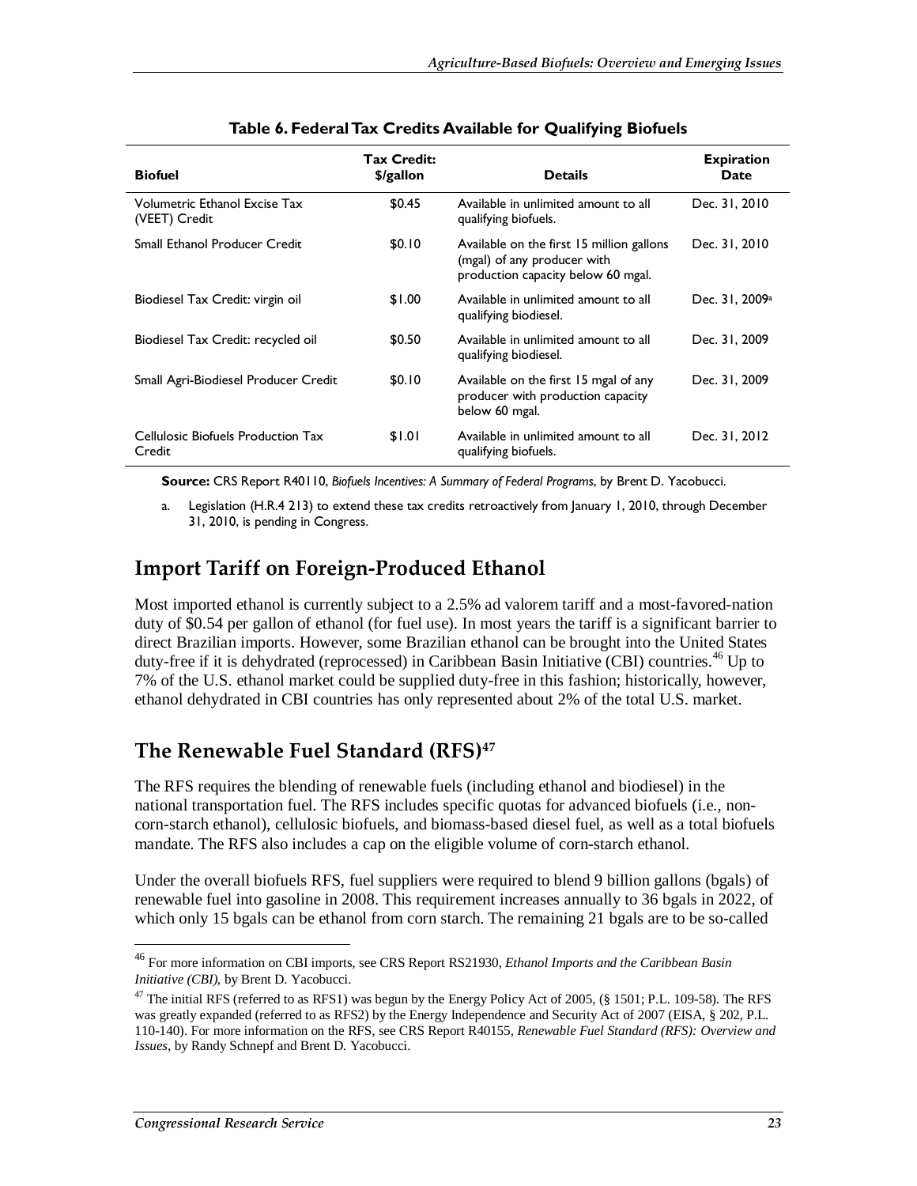**Table 6. Federal Tax Credits Available for Qualifying Biofuels**

| Biofuel | Tax Credit: $/gallon | Details | Expiration Date |
| --- | --- | --- | --- |
| Volumetric Ethanol Excise Tax (VEET) Credit | $0.45 | Available in unlimited amount to all qualifying biofuels. | Dec. 31, 2010 |
| Small Ethanol Producer Credit | $0.10 | Available on the first 15 million gallons (mgal) of any producer with production capacity below 60 mgal. | Dec. 31, 2010 |
| Biodiesel Tax Credit: virgin oil | $1.00 | Available in unlimited amount to all qualifying biodiesel. | Dec. 31, 2009[a] |
| Biodiesel Tax Credit: recycled oil | $0.50 | Available in unlimited amount to all qualifying biodiesel. | Dec. 31, 2009 |
| Small Agri-Biodiesel Producer Credit | $0.10 | Available on the first 15 mgal of any producer with production capacity below 60 mgal. | Dec. 31, 2009 |
| Cellulosic Biofuels Production Tax Credit | $1.01 | Available in unlimited amount to all qualifying biofuels. | Dec. 31, 2012 |

**Source:** CRS Report R40110, *Biofuels Incentives: A Summary of Federal Programs*, by Brent D. Yacobucci.

a. Legislation (H.R.4 213) to extend these tax credits retroactively from January 1, 2010, through December 31, 2010, is pending in Congress.

## Import Tariff on Foreign-Produced Ethanol

Most imported ethanol is currently subject to a 2.5% ad valorem tariff and a most-favored-nation duty of $0.54 per gallon of ethanol (for fuel use). In most years the tariff is a significant barrier to direct Brazilian imports. However, some Brazilian ethanol can be brought into the United States duty-free if it is dehydrated (reprocessed) in Caribbean Basin Initiative (CBI) countries.[46] Up to 7% of the U.S. ethanol market could be supplied duty-free in this fashion; historically, however, ethanol dehydrated in CBI countries has only represented about 2% of the total U.S. market.

## The Renewable Fuel Standard (RFS)[47]

The RFS requires the blending of renewable fuels (including ethanol and biodiesel) in the national transportation fuel. The RFS includes specific quotas for advanced biofuels (i.e., non-corn-starch ethanol), cellulosic biofuels, and biomass-based diesel fuel, as well as a total biofuels mandate. The RFS also includes a cap on the eligible volume of corn-starch ethanol.

Under the overall biofuels RFS, fuel suppliers were required to blend 9 billion gallons (bgals) of renewable fuel into gasoline in 2008. This requirement increases annually to 36 bgals in 2022, of which only 15 bgals can be ethanol from corn starch. The remaining 21 bgals are to be so-called

---

[46] For more information on CBI imports, see CRS Report RS21930, *Ethanol Imports and the Caribbean Basin Initiative (CBI)*, by Brent D. Yacobucci.

[47] The initial RFS (referred to as RFS1) was begun by the Energy Policy Act of 2005, (§ 1501; P.L. 109-58). The RFS was greatly expanded (referred to as RFS2) by the Energy Independence and Security Act of 2007 (EISA, § 202, P.L. 110-140). For more information on the RFS, see CRS Report R40155, *Renewable Fuel Standard (RFS): Overview and Issues*, by Randy Schnepf and Brent D. Yacobucci.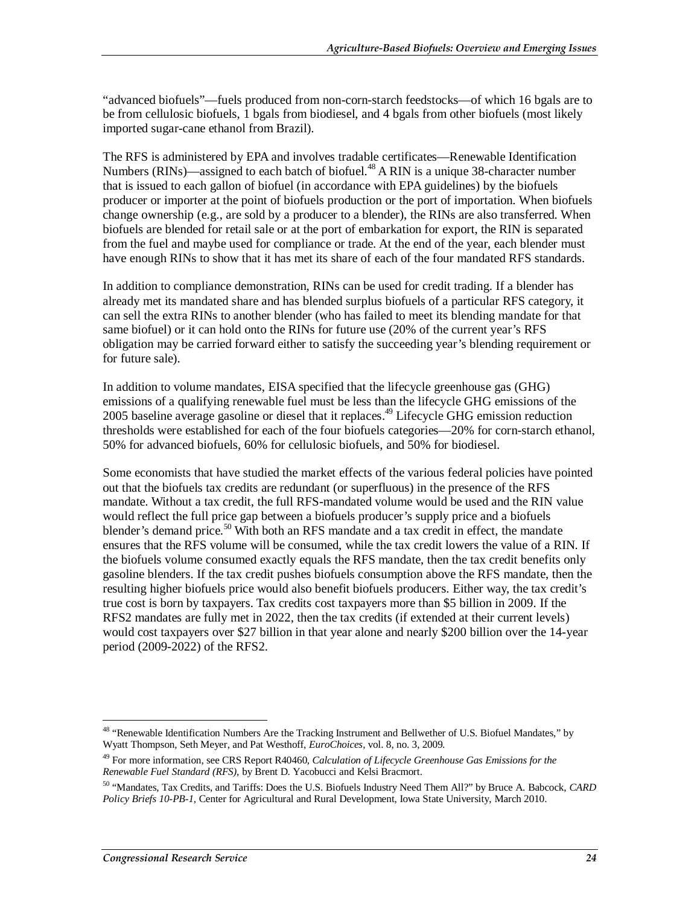"advanced biofuels"—fuels produced from non-corn-starch feedstocks—of which 16 bgals are to be from cellulosic biofuels, 1 bgals from biodiesel, and 4 bgals from other biofuels (most likely imported sugar-cane ethanol from Brazil).

The RFS is administered by EPA and involves tradable certificates—Renewable Identification Numbers (RINs)—assigned to each batch of biofuel.[48] A RIN is a unique 38-character number that is issued to each gallon of biofuel (in accordance with EPA guidelines) by the biofuels producer or importer at the point of biofuels production or the port of importation. When biofuels change ownership (e.g., are sold by a producer to a blender), the RINs are also transferred. When biofuels are blended for retail sale or at the port of embarkation for export, the RIN is separated from the fuel and maybe used for compliance or trade. At the end of the year, each blender must have enough RINs to show that it has met its share of each of the four mandated RFS standards.

In addition to compliance demonstration, RINs can be used for credit trading. If a blender has already met its mandated share and has blended surplus biofuels of a particular RFS category, it can sell the extra RINs to another blender (who has failed to meet its blending mandate for that same biofuel) or it can hold onto the RINs for future use (20% of the current year's RFS obligation may be carried forward either to satisfy the succeeding year's blending requirement or for future sale).

In addition to volume mandates, EISA specified that the lifecycle greenhouse gas (GHG) emissions of a qualifying renewable fuel must be less than the lifecycle GHG emissions of the 2005 baseline average gasoline or diesel that it replaces.[49] Lifecycle GHG emission reduction thresholds were established for each of the four biofuels categories—20% for corn-starch ethanol, 50% for advanced biofuels, 60% for cellulosic biofuels, and 50% for biodiesel.

Some economists that have studied the market effects of the various federal policies have pointed out that the biofuels tax credits are redundant (or superfluous) in the presence of the RFS mandate. Without a tax credit, the full RFS-mandated volume would be used and the RIN value would reflect the full price gap between a biofuels producer's supply price and a biofuels blender's demand price.[50] With both an RFS mandate and a tax credit in effect, the mandate ensures that the RFS volume will be consumed, while the tax credit lowers the value of a RIN. If the biofuels volume consumed exactly equals the RFS mandate, then the tax credit benefits only gasoline blenders. If the tax credit pushes biofuels consumption above the RFS mandate, then the resulting higher biofuels price would also benefit biofuels producers. Either way, the tax credit's true cost is born by taxpayers. Tax credits cost taxpayers more than $5 billion in 2009. If the RFS2 mandates are fully met in 2022, then the tax credits (if extended at their current levels) would cost taxpayers over $27 billion in that year alone and nearly $200 billion over the 14-year period (2009-2022) of the RFS2.

---

[48] "Renewable Identification Numbers Are the Tracking Instrument and Bellwether of U.S. Biofuel Mandates," by Wyatt Thompson, Seth Meyer, and Pat Westhoff, *EuroChoices*, vol. 8, no. 3, 2009.

[49] For more information, see CRS Report R40460, *Calculation of Lifecycle Greenhouse Gas Emissions for the Renewable Fuel Standard (RFS)*, by Brent D. Yacobucci and Kelsi Bracmort.

[50] "Mandates, Tax Credits, and Tariffs: Does the U.S. Biofuels Industry Need Them All?" by Bruce A. Babcock, *CARD Policy Briefs 10-PB-1*, Center for Agricultural and Rural Development, Iowa State University, March 2010.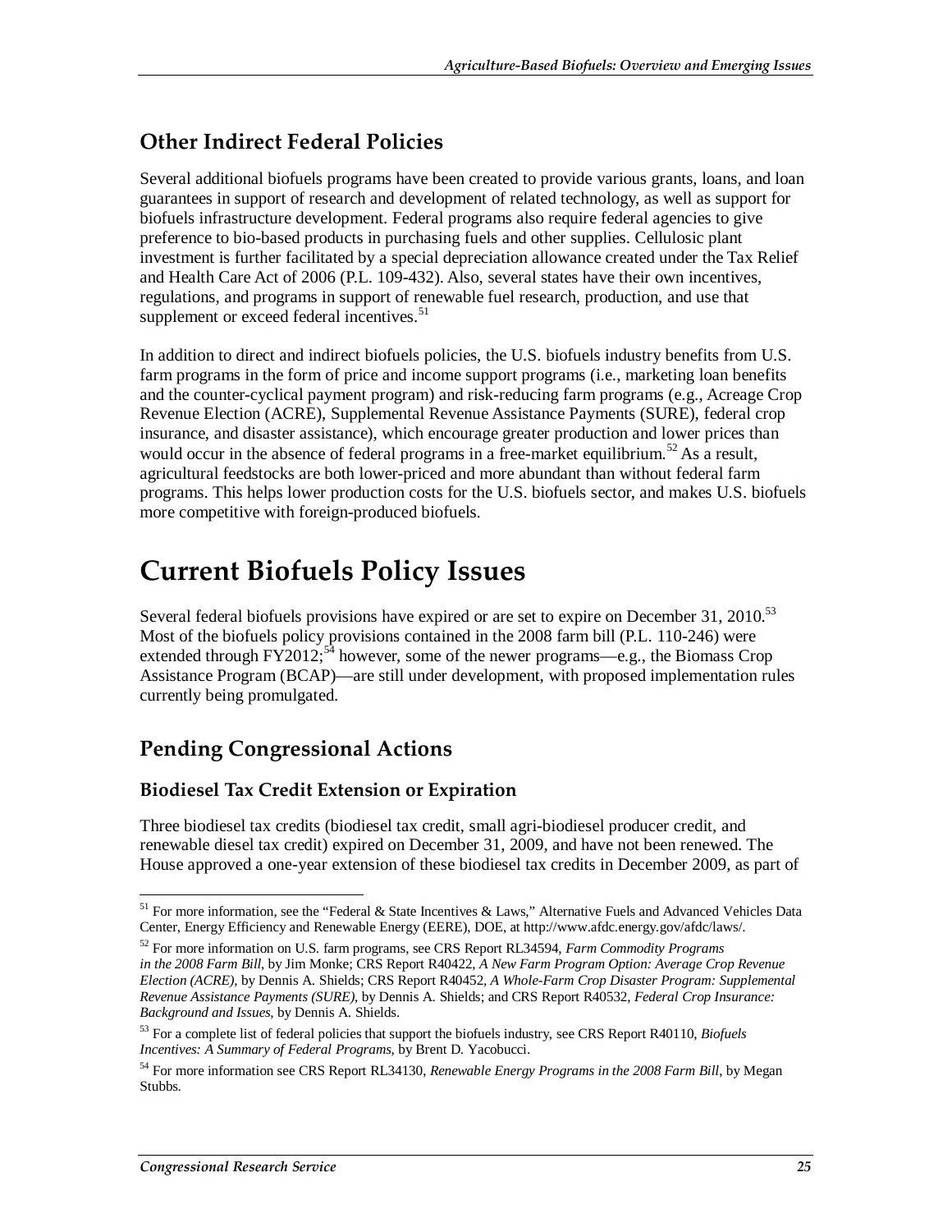## Other Indirect Federal Policies

Several additional biofuels programs have been created to provide various grants, loans, and loan guarantees in support of research and development of related technology, as well as support for biofuels infrastructure development. Federal programs also require federal agencies to give preference to bio-based products in purchasing fuels and other supplies. Cellulosic plant investment is further facilitated by a special depreciation allowance created under the Tax Relief and Health Care Act of 2006 (P.L. 109-432). Also, several states have their own incentives, regulations, and programs in support of renewable fuel research, production, and use that supplement or exceed federal incentives.[51]

In addition to direct and indirect biofuels policies, the U.S. biofuels industry benefits from U.S. farm programs in the form of price and income support programs (i.e., marketing loan benefits and the counter-cyclical payment program) and risk-reducing farm programs (e.g., Acreage Crop Revenue Election (ACRE), Supplemental Revenue Assistance Payments (SURE), federal crop insurance, and disaster assistance), which encourage greater production and lower prices than would occur in the absence of federal programs in a free-market equilibrium.[52] As a result, agricultural feedstocks are both lower-priced and more abundant than without federal farm programs. This helps lower production costs for the U.S. biofuels sector, and makes U.S. biofuels more competitive with foreign-produced biofuels.

# Current Biofuels Policy Issues

Several federal biofuels provisions have expired or are set to expire on December 31, 2010.[53] Most of the biofuels policy provisions contained in the 2008 farm bill (P.L. 110-246) were extended through FY2012;[54] however, some of the newer programs—e.g., the Biomass Crop Assistance Program (BCAP)—are still under development, with proposed implementation rules currently being promulgated.

## Pending Congressional Actions

### Biodiesel Tax Credit Extension or Expiration

Three biodiesel tax credits (biodiesel tax credit, small agri-biodiesel producer credit, and renewable diesel tax credit) expired on December 31, 2009, and have not been renewed. The House approved a one-year extension of these biodiesel tax credits in December 2009, as part of

---

[51] For more information, see the "Federal & State Incentives & Laws," Alternative Fuels and Advanced Vehicles Data Center, Energy Efficiency and Renewable Energy (EERE), DOE, at http://www.afdc.energy.gov/afdc/laws/.

[52] For more information on U.S. farm programs, see CRS Report RL34594, *Farm Commodity Programs in the 2008 Farm Bill*, by Jim Monke; CRS Report R40422, *A New Farm Program Option: Average Crop Revenue Election (ACRE)*, by Dennis A. Shields; CRS Report R40452, *A Whole-Farm Crop Disaster Program: Supplemental Revenue Assistance Payments (SURE)*, by Dennis A. Shields; and CRS Report R40532, *Federal Crop Insurance: Background and Issues*, by Dennis A. Shields.

[53] For a complete list of federal policies that support the biofuels industry, see CRS Report R40110, *Biofuels Incentives: A Summary of Federal Programs*, by Brent D. Yacobucci.

[54] For more information see CRS Report RL34130, *Renewable Energy Programs in the 2008 Farm Bill*, by Megan Stubbs.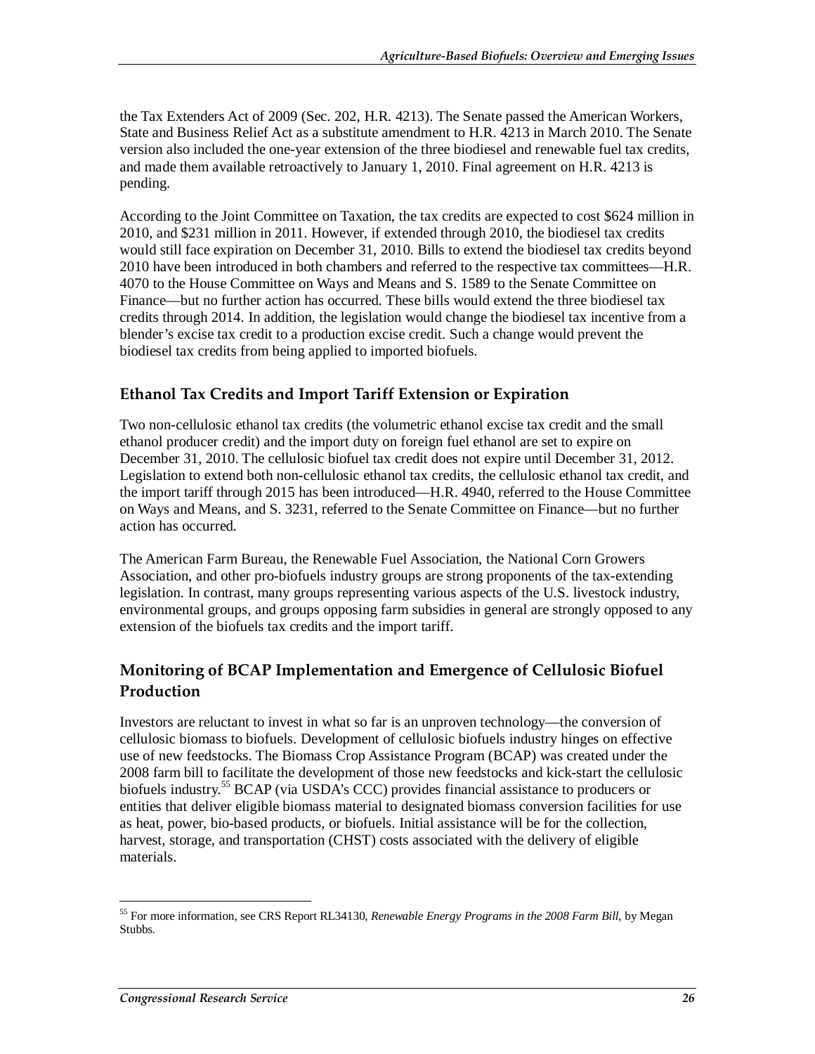the Tax Extenders Act of 2009 (Sec. 202, H.R. 4213). The Senate passed the American Workers, State and Business Relief Act as a substitute amendment to H.R. 4213 in March 2010. The Senate version also included the one-year extension of the three biodiesel and renewable fuel tax credits, and made them available retroactively to January 1, 2010. Final agreement on H.R. 4213 is pending.

According to the Joint Committee on Taxation, the tax credits are expected to cost $624 million in 2010, and $231 million in 2011. However, if extended through 2010, the biodiesel tax credits would still face expiration on December 31, 2010. Bills to extend the biodiesel tax credits beyond 2010 have been introduced in both chambers and referred to the respective tax committees—H.R. 4070 to the House Committee on Ways and Means and S. 1589 to the Senate Committee on Finance—but no further action has occurred. These bills would extend the three biodiesel tax credits through 2014. In addition, the legislation would change the biodiesel tax incentive from a blender's excise tax credit to a production excise credit. Such a change would prevent the biodiesel tax credits from being applied to imported biofuels.

### Ethanol Tax Credits and Import Tariff Extension or Expiration

Two non-cellulosic ethanol tax credits (the volumetric ethanol excise tax credit and the small ethanol producer credit) and the import duty on foreign fuel ethanol are set to expire on December 31, 2010. The cellulosic biofuel tax credit does not expire until December 31, 2012. Legislation to extend both non-cellulosic ethanol tax credits, the cellulosic ethanol tax credit, and the import tariff through 2015 has been introduced—H.R. 4940, referred to the House Committee on Ways and Means, and S. 3231, referred to the Senate Committee on Finance—but no further action has occurred.

The American Farm Bureau, the Renewable Fuel Association, the National Corn Growers Association, and other pro-biofuels industry groups are strong proponents of the tax-extending legislation. In contrast, many groups representing various aspects of the U.S. livestock industry, environmental groups, and groups opposing farm subsidies in general are strongly opposed to any extension of the biofuels tax credits and the import tariff.

### Monitoring of BCAP Implementation and Emergence of Cellulosic Biofuel Production

Investors are reluctant to invest in what so far is an unproven technology—the conversion of cellulosic biomass to biofuels. Development of cellulosic biofuels industry hinges on effective use of new feedstocks. The Biomass Crop Assistance Program (BCAP) was created under the 2008 farm bill to facilitate the development of those new feedstocks and kick-start the cellulosic biofuels industry.[55] BCAP (via USDA's CCC) provides financial assistance to producers or entities that deliver eligible biomass material to designated biomass conversion facilities for use as heat, power, bio-based products, or biofuels. Initial assistance will be for the collection, harvest, storage, and transportation (CHST) costs associated with the delivery of eligible materials.

[55] For more information, see CRS Report RL34130, *Renewable Energy Programs in the 2008 Farm Bill*, by Megan Stubbs.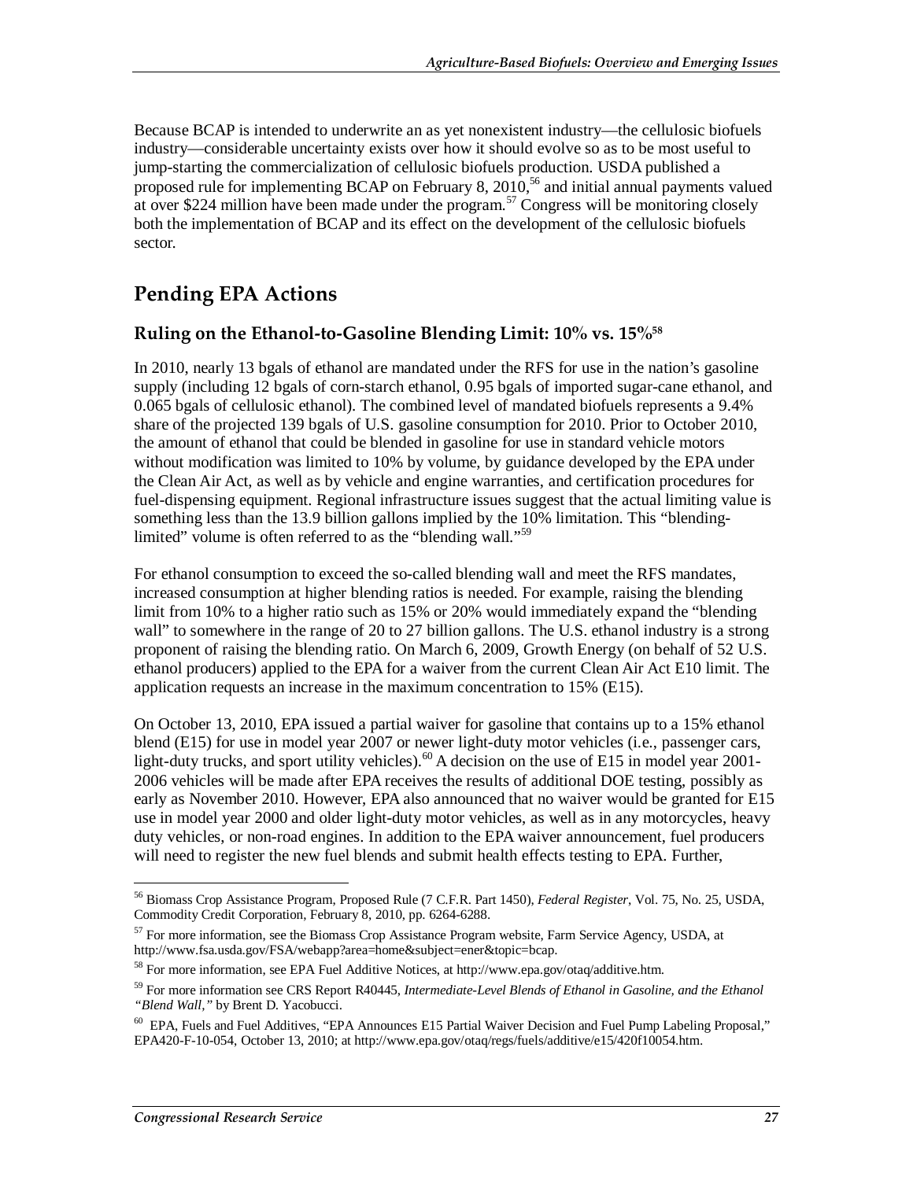Because BCAP is intended to underwrite an as yet nonexistent industry—the cellulosic biofuels industry—considerable uncertainty exists over how it should evolve so as to be most useful to jump-starting the commercialization of cellulosic biofuels production. USDA published a proposed rule for implementing BCAP on February 8, 2010,[56] and initial annual payments valued at over $224 million have been made under the program.[57] Congress will be monitoring closely both the implementation of BCAP and its effect on the development of the cellulosic biofuels sector.

## Pending EPA Actions

### Ruling on the Ethanol-to-Gasoline Blending Limit: 10% vs. 15%[58]

In 2010, nearly 13 bgals of ethanol are mandated under the RFS for use in the nation's gasoline supply (including 12 bgals of corn-starch ethanol, 0.95 bgals of imported sugar-cane ethanol, and 0.065 bgals of cellulosic ethanol). The combined level of mandated biofuels represents a 9.4% share of the projected 139 bgals of U.S. gasoline consumption for 2010. Prior to October 2010, the amount of ethanol that could be blended in gasoline for use in standard vehicle motors without modification was limited to 10% by volume, by guidance developed by the EPA under the Clean Air Act, as well as by vehicle and engine warranties, and certification procedures for fuel-dispensing equipment. Regional infrastructure issues suggest that the actual limiting value is something less than the 13.9 billion gallons implied by the 10% limitation. This "blending-limited" volume is often referred to as the "blending wall."[59]

For ethanol consumption to exceed the so-called blending wall and meet the RFS mandates, increased consumption at higher blending ratios is needed. For example, raising the blending limit from 10% to a higher ratio such as 15% or 20% would immediately expand the "blending wall" to somewhere in the range of 20 to 27 billion gallons. The U.S. ethanol industry is a strong proponent of raising the blending ratio. On March 6, 2009, Growth Energy (on behalf of 52 U.S. ethanol producers) applied to the EPA for a waiver from the current Clean Air Act E10 limit. The application requests an increase in the maximum concentration to 15% (E15).

On October 13, 2010, EPA issued a partial waiver for gasoline that contains up to a 15% ethanol blend (E15) for use in model year 2007 or newer light-duty motor vehicles (i.e., passenger cars, light-duty trucks, and sport utility vehicles).[60] A decision on the use of E15 in model year 2001-2006 vehicles will be made after EPA receives the results of additional DOE testing, possibly as early as November 2010. However, EPA also announced that no waiver would be granted for E15 use in model year 2000 and older light-duty motor vehicles, as well as in any motorcycles, heavy duty vehicles, or non-road engines. In addition to the EPA waiver announcement, fuel producers will need to register the new fuel blends and submit health effects testing to EPA. Further,

---

[56] Biomass Crop Assistance Program, Proposed Rule (7 C.F.R. Part 1450), *Federal Register*, Vol. 75, No. 25, USDA, Commodity Credit Corporation, February 8, 2010, pp. 6264-6288.

[57] For more information, see the Biomass Crop Assistance Program website, Farm Service Agency, USDA, at http://www.fsa.usda.gov/FSA/webapp?area=home&subject=ener&topic=bcap.

[58] For more information, see EPA Fuel Additive Notices, at http://www.epa.gov/otaq/additive.htm.

[59] For more information see CRS Report R40445, *Intermediate-Level Blends of Ethanol in Gasoline, and the Ethanol "Blend Wall,"* by Brent D. Yacobucci.

[60] EPA, Fuels and Fuel Additives, "EPA Announces E15 Partial Waiver Decision and Fuel Pump Labeling Proposal," EPA420-F-10-054, October 13, 2010; at http://www.epa.gov/otaq/regs/fuels/additive/e15/420f10054.htm.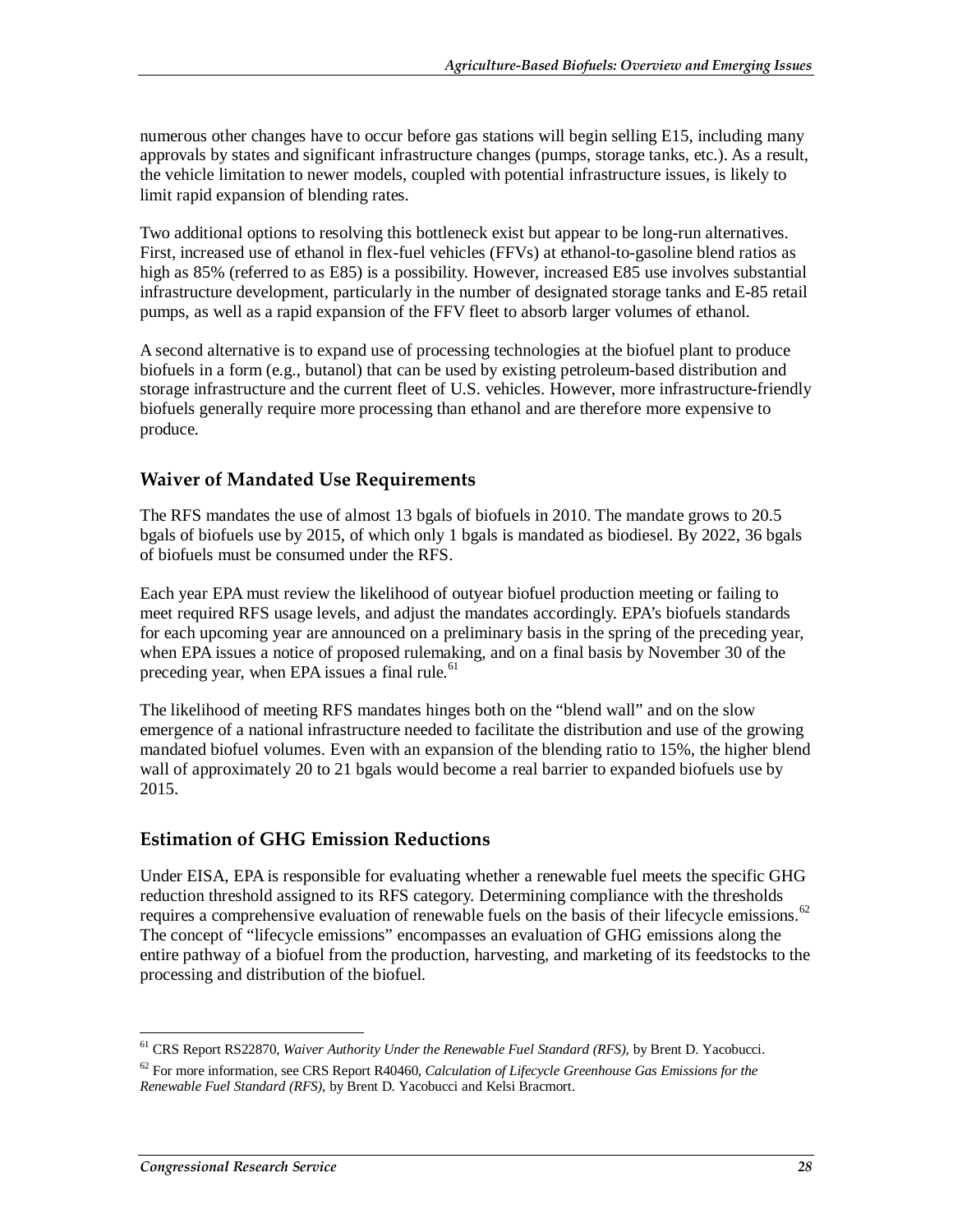numerous other changes have to occur before gas stations will begin selling E15, including many approvals by states and significant infrastructure changes (pumps, storage tanks, etc.). As a result, the vehicle limitation to newer models, coupled with potential infrastructure issues, is likely to limit rapid expansion of blending rates.

Two additional options to resolving this bottleneck exist but appear to be long-run alternatives. First, increased use of ethanol in flex-fuel vehicles (FFVs) at ethanol-to-gasoline blend ratios as high as 85% (referred to as E85) is a possibility. However, increased E85 use involves substantial infrastructure development, particularly in the number of designated storage tanks and E-85 retail pumps, as well as a rapid expansion of the FFV fleet to absorb larger volumes of ethanol.

A second alternative is to expand use of processing technologies at the biofuel plant to produce biofuels in a form (e.g., butanol) that can be used by existing petroleum-based distribution and storage infrastructure and the current fleet of U.S. vehicles. However, more infrastructure-friendly biofuels generally require more processing than ethanol and are therefore more expensive to produce.

## Waiver of Mandated Use Requirements

The RFS mandates the use of almost 13 bgals of biofuels in 2010. The mandate grows to 20.5 bgals of biofuels use by 2015, of which only 1 bgals is mandated as biodiesel. By 2022, 36 bgals of biofuels must be consumed under the RFS.

Each year EPA must review the likelihood of outyear biofuel production meeting or failing to meet required RFS usage levels, and adjust the mandates accordingly. EPA's biofuels standards for each upcoming year are announced on a preliminary basis in the spring of the preceding year, when EPA issues a notice of proposed rulemaking, and on a final basis by November 30 of the preceding year, when EPA issues a final rule.[61]

The likelihood of meeting RFS mandates hinges both on the "blend wall" and on the slow emergence of a national infrastructure needed to facilitate the distribution and use of the growing mandated biofuel volumes. Even with an expansion of the blending ratio to 15%, the higher blend wall of approximately 20 to 21 bgals would become a real barrier to expanded biofuels use by 2015.

## Estimation of GHG Emission Reductions

Under EISA, EPA is responsible for evaluating whether a renewable fuel meets the specific GHG reduction threshold assigned to its RFS category. Determining compliance with the thresholds requires a comprehensive evaluation of renewable fuels on the basis of their lifecycle emissions.[62] The concept of "lifecycle emissions" encompasses an evaluation of GHG emissions along the entire pathway of a biofuel from the production, harvesting, and marketing of its feedstocks to the processing and distribution of the biofuel.

---

[61] CRS Report RS22870, *Waiver Authority Under the Renewable Fuel Standard (RFS)*, by Brent D. Yacobucci.

[62] For more information, see CRS Report R40460, *Calculation of Lifecycle Greenhouse Gas Emissions for the Renewable Fuel Standard (RFS)*, by Brent D. Yacobucci and Kelsi Bracmort.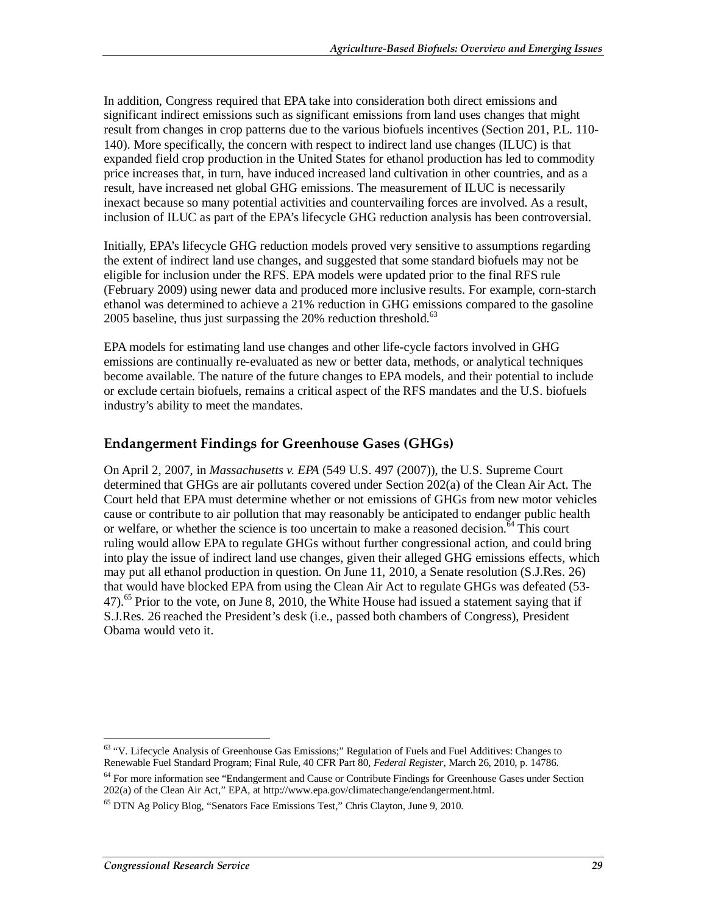In addition, Congress required that EPA take into consideration both direct emissions and significant indirect emissions such as significant emissions from land uses changes that might result from changes in crop patterns due to the various biofuels incentives (Section 201, P.L. 110-140). More specifically, the concern with respect to indirect land use changes (ILUC) is that expanded field crop production in the United States for ethanol production has led to commodity price increases that, in turn, have induced increased land cultivation in other countries, and as a result, have increased net global GHG emissions. The measurement of ILUC is necessarily inexact because so many potential activities and countervailing forces are involved. As a result, inclusion of ILUC as part of the EPA's lifecycle GHG reduction analysis has been controversial.

Initially, EPA's lifecycle GHG reduction models proved very sensitive to assumptions regarding the extent of indirect land use changes, and suggested that some standard biofuels may not be eligible for inclusion under the RFS. EPA models were updated prior to the final RFS rule (February 2009) using newer data and produced more inclusive results. For example, corn-starch ethanol was determined to achieve a 21% reduction in GHG emissions compared to the gasoline 2005 baseline, thus just surpassing the 20% reduction threshold.[63]

EPA models for estimating land use changes and other life-cycle factors involved in GHG emissions are continually re-evaluated as new or better data, methods, or analytical techniques become available. The nature of the future changes to EPA models, and their potential to include or exclude certain biofuels, remains a critical aspect of the RFS mandates and the U.S. biofuels industry's ability to meet the mandates.

## Endangerment Findings for Greenhouse Gases (GHGs)

On April 2, 2007, in *Massachusetts v. EPA* (549 U.S. 497 (2007)), the U.S. Supreme Court determined that GHGs are air pollutants covered under Section 202(a) of the Clean Air Act. The Court held that EPA must determine whether or not emissions of GHGs from new motor vehicles cause or contribute to air pollution that may reasonably be anticipated to endanger public health or welfare, or whether the science is too uncertain to make a reasoned decision.[64] This court ruling would allow EPA to regulate GHGs without further congressional action, and could bring into play the issue of indirect land use changes, given their alleged GHG emissions effects, which may put all ethanol production in question. On June 11, 2010, a Senate resolution (S.J.Res. 26) that would have blocked EPA from using the Clean Air Act to regulate GHGs was defeated (53-47).[65] Prior to the vote, on June 8, 2010, the White House had issued a statement saying that if S.J.Res. 26 reached the President's desk (i.e., passed both chambers of Congress), President Obama would veto it.

---

[63] "V. Lifecycle Analysis of Greenhouse Gas Emissions;" Regulation of Fuels and Fuel Additives: Changes to Renewable Fuel Standard Program; Final Rule, 40 CFR Part 80, *Federal Register*, March 26, 2010, p. 14786.

[64] For more information see "Endangerment and Cause or Contribute Findings for Greenhouse Gases under Section 202(a) of the Clean Air Act," EPA, at http://www.epa.gov/climatechange/endangerment.html.

[65] DTN Ag Policy Blog, "Senators Face Emissions Test," Chris Clayton, June 9, 2010.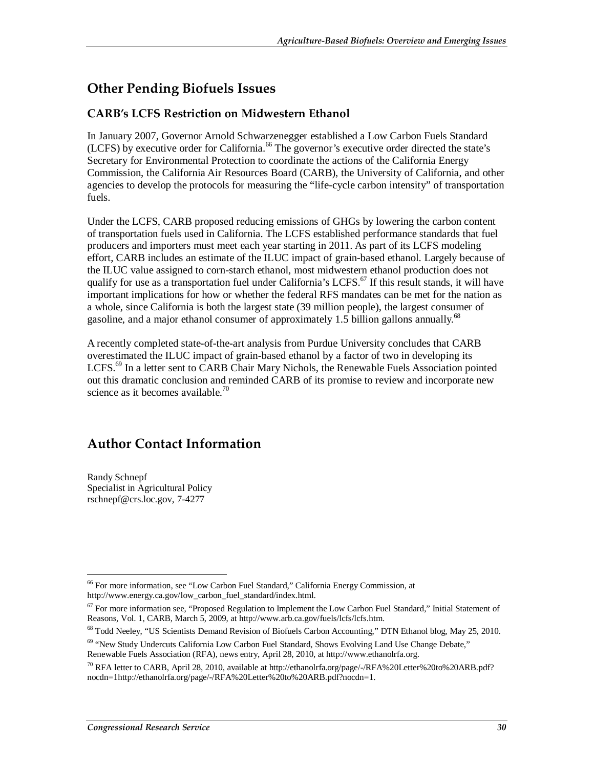## Other Pending Biofuels Issues

### CARB's LCFS Restriction on Midwestern Ethanol

In January 2007, Governor Arnold Schwarzenegger established a Low Carbon Fuels Standard (LCFS) by executive order for California.[66] The governor's executive order directed the state's Secretary for Environmental Protection to coordinate the actions of the California Energy Commission, the California Air Resources Board (CARB), the University of California, and other agencies to develop the protocols for measuring the "life-cycle carbon intensity" of transportation fuels.

Under the LCFS, CARB proposed reducing emissions of GHGs by lowering the carbon content of transportation fuels used in California. The LCFS established performance standards that fuel producers and importers must meet each year starting in 2011. As part of its LCFS modeling effort, CARB includes an estimate of the ILUC impact of grain-based ethanol. Largely because of the ILUC value assigned to corn-starch ethanol, most midwestern ethanol production does not qualify for use as a transportation fuel under California's LCFS.[67] If this result stands, it will have important implications for how or whether the federal RFS mandates can be met for the nation as a whole, since California is both the largest state (39 million people), the largest consumer of gasoline, and a major ethanol consumer of approximately 1.5 billion gallons annually.[68]

A recently completed state-of-the-art analysis from Purdue University concludes that CARB overestimated the ILUC impact of grain-based ethanol by a factor of two in developing its LCFS.[69] In a letter sent to CARB Chair Mary Nichols, the Renewable Fuels Association pointed out this dramatic conclusion and reminded CARB of its promise to review and incorporate new science as it becomes available.[70]

## Author Contact Information

Randy Schnepf
Specialist in Agricultural Policy
rschnepf@crs.loc.gov, 7-4277

---

[66] For more information, see "Low Carbon Fuel Standard," California Energy Commission, at http://www.energy.ca.gov/low_carbon_fuel_standard/index.html.

[67] For more information see, "Proposed Regulation to Implement the Low Carbon Fuel Standard," Initial Statement of Reasons, Vol. 1, CARB, March 5, 2009, at http://www.arb.ca.gov/fuels/lcfs/lcfs.htm.

[68] Todd Neeley, "US Scientists Demand Revision of Biofuels Carbon Accounting," DTN Ethanol blog, May 25, 2010.

[69] "New Study Undercuts California Low Carbon Fuel Standard, Shows Evolving Land Use Change Debate," Renewable Fuels Association (RFA), news entry, April 28, 2010, at http://www.ethanolrfa.org.

[70] RFA letter to CARB, April 28, 2010, available at http://ethanolrfa.org/page/-/RFA%20Letter%20to%20ARB.pdf?nocdn=1http://ethanolrfa.org/page/-/RFA%20Letter%20to%20ARB.pdf?nocdn=1.